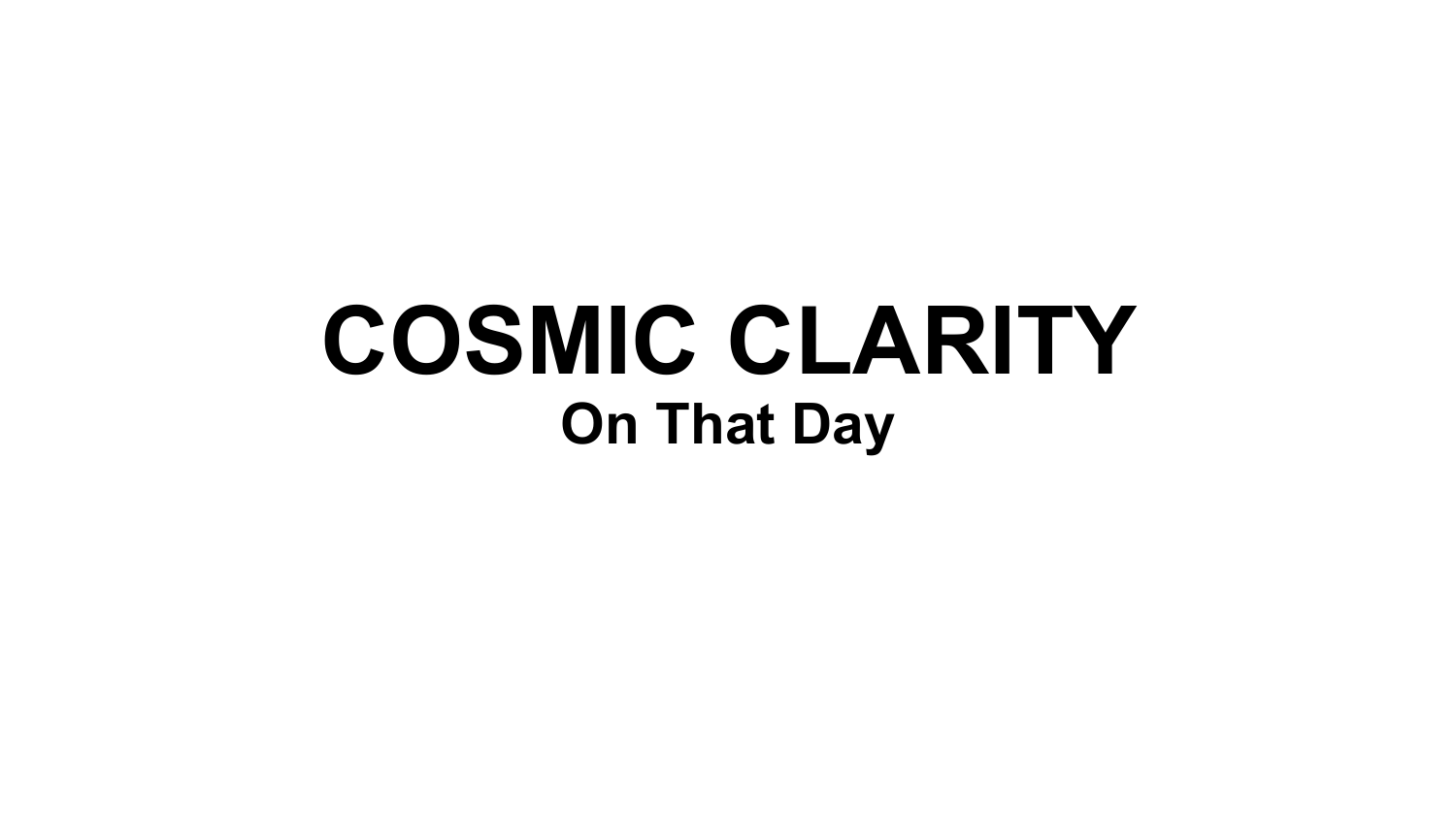# COSMIC CLARITY

## On That Day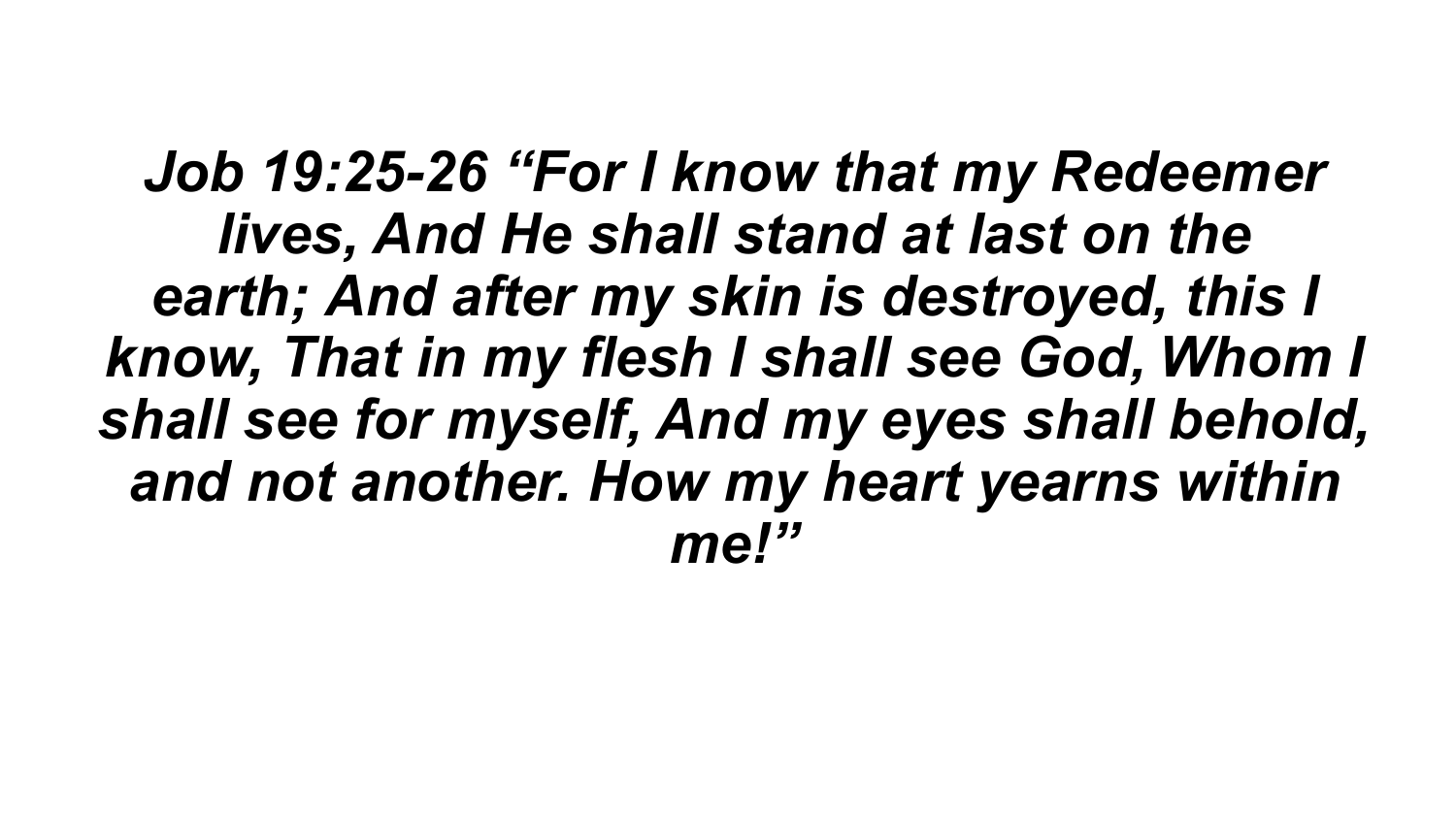***Job 19:25-26 "For I know that my Redeemer lives, And He shall stand at last on the earth; And after my skin is destroyed, this I know, That in my flesh I shall see God, Whom I shall see for myself, And my eyes shall behold, and not another. How my heart yearns within me!"***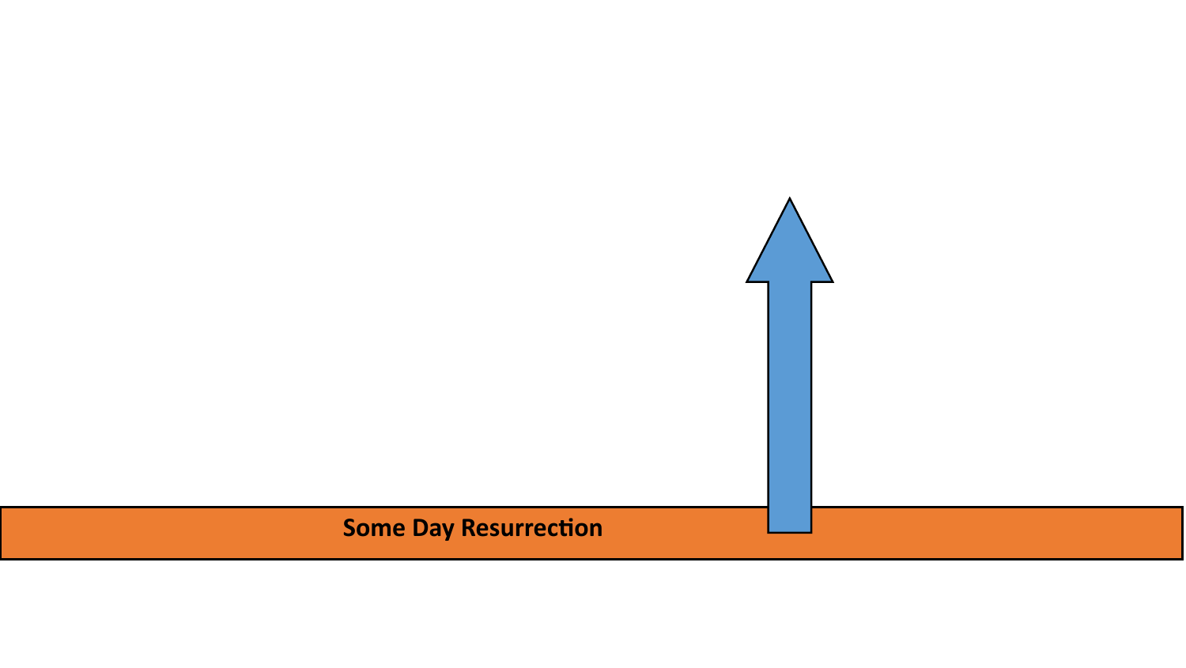Some Day Resurrection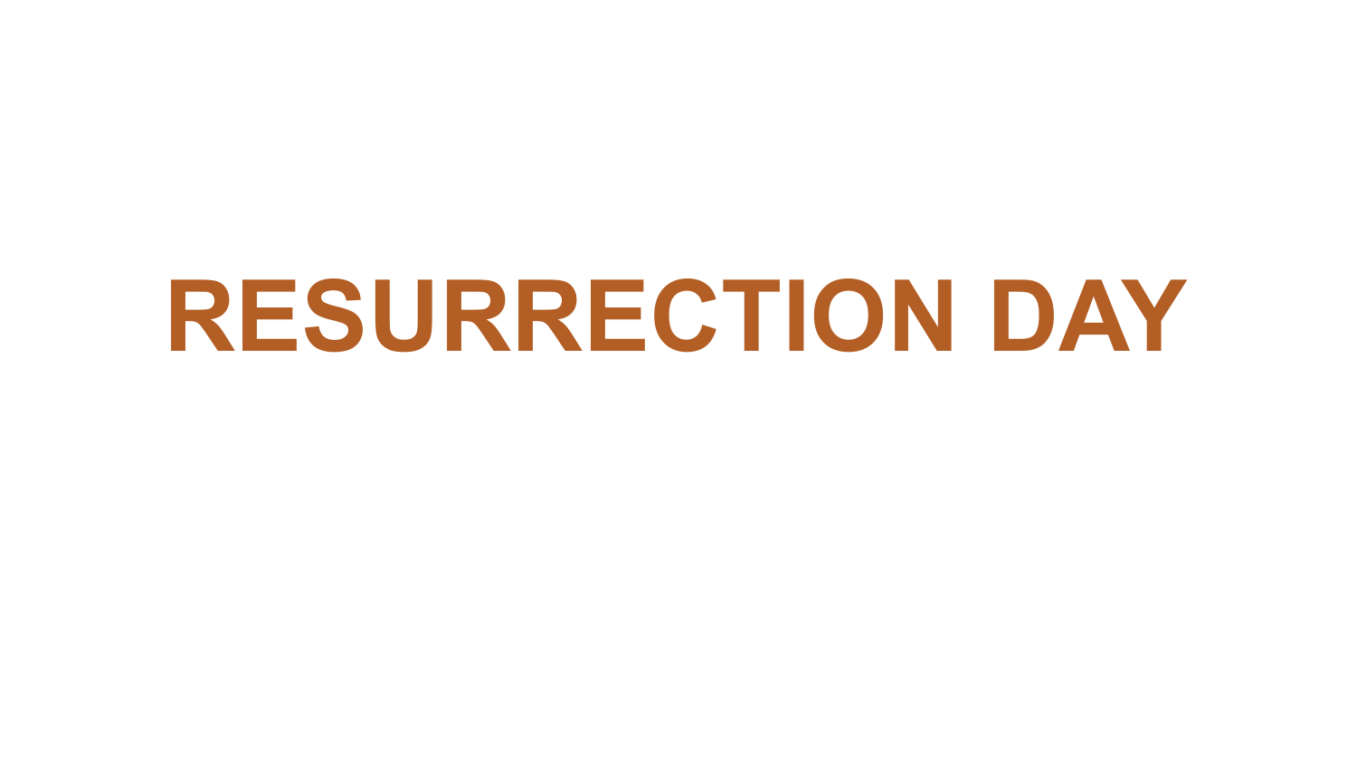# RESURRECTION DAY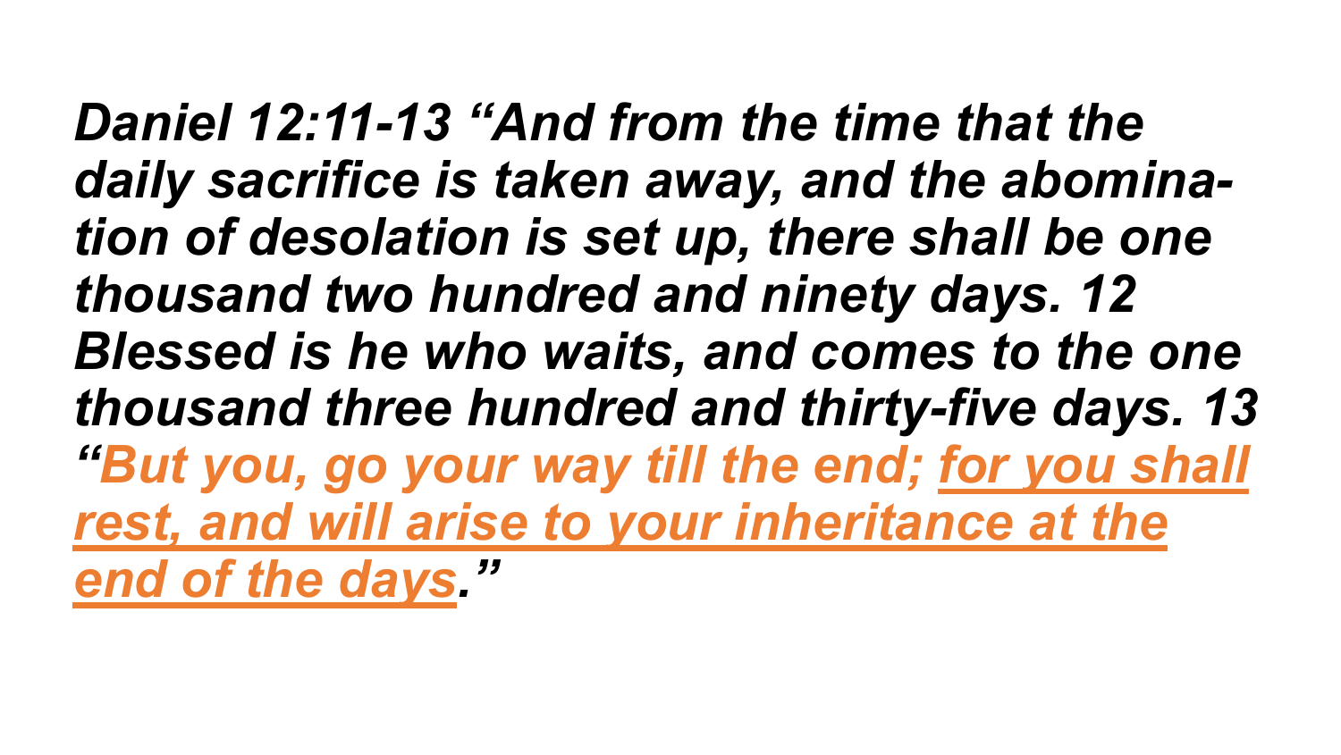***Daniel 12:11-13 "And from the time that the daily sacrifice is taken away, and the abomination of desolation is set up, there shall be one thousand two hundred and ninety days. 12 Blessed is he who waits, and comes to the one thousand three hundred and thirty-five days. 13 "But you, go your way till the end; <u>for you shall rest, and will arise to your inheritance at the end of the days</u>."***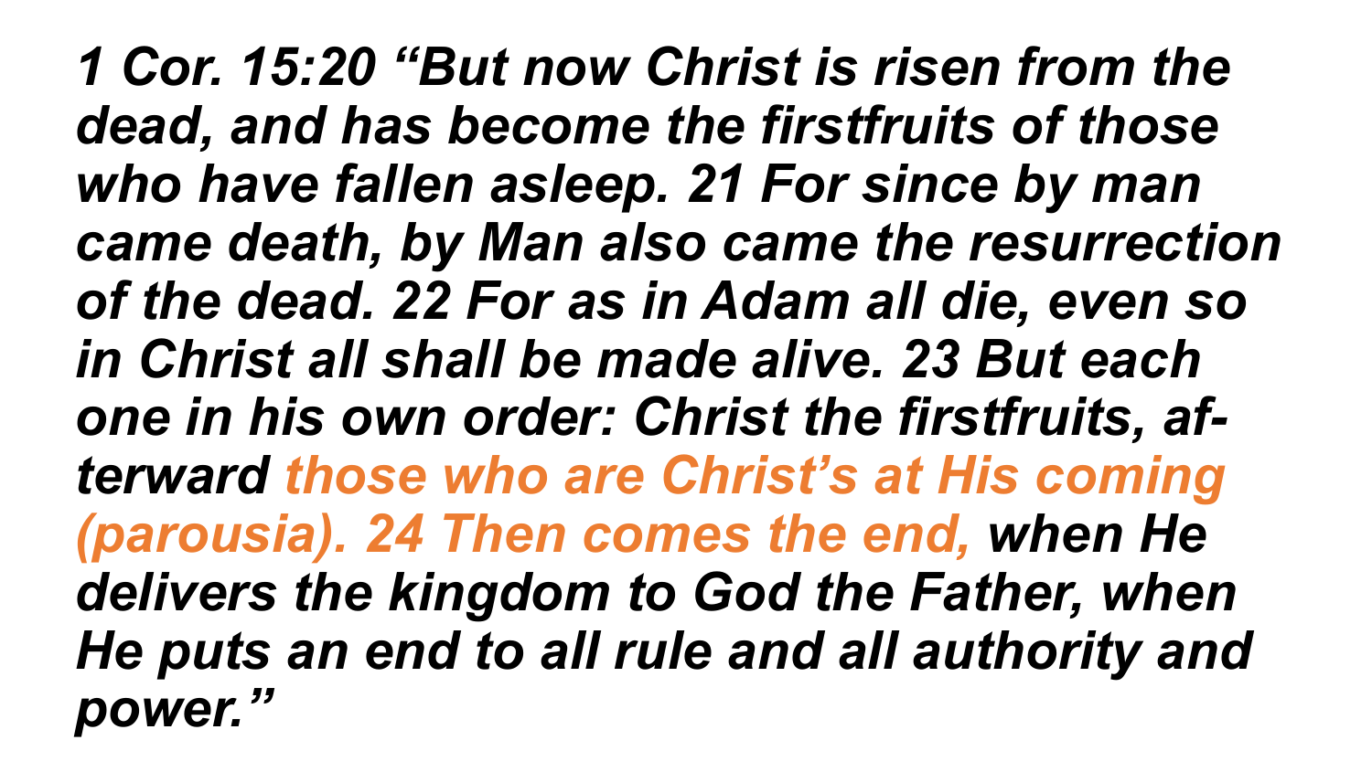***1 Cor. 15:20 "But now Christ is risen from the dead, and has become the firstfruits of those who have fallen asleep. 21 For since by man came death, by Man also came the resurrection of the dead. 22 For as in Adam all die, even so in Christ all shall be made alive. 23 But each one in his own order: Christ the firstfruits, afterward those who are Christ's at His coming (parousia). 24 Then comes the end, when He delivers the kingdom to God the Father, when He puts an end to all rule and all authority and power."***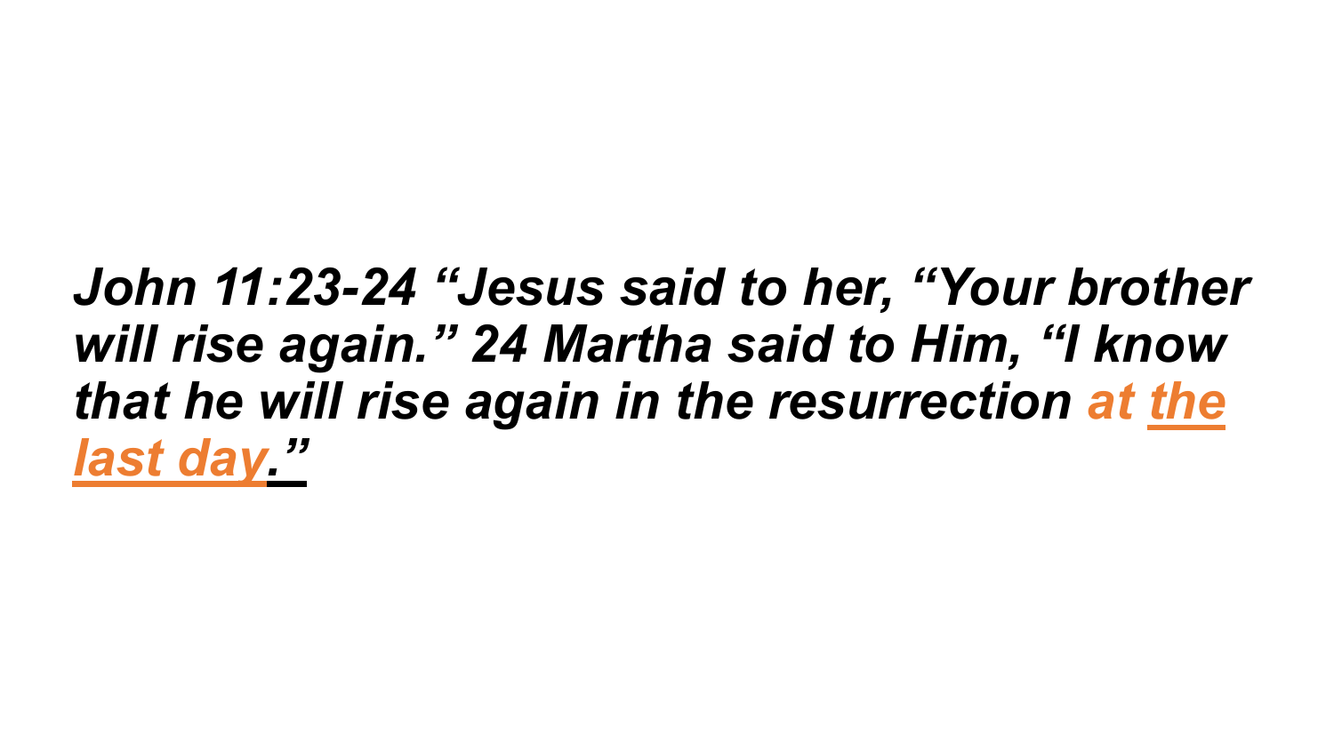***John 11:23-24 "Jesus said to her, "Your brother will rise again." 24 Martha said to Him, "I know that he will rise again in the resurrection at the last day."***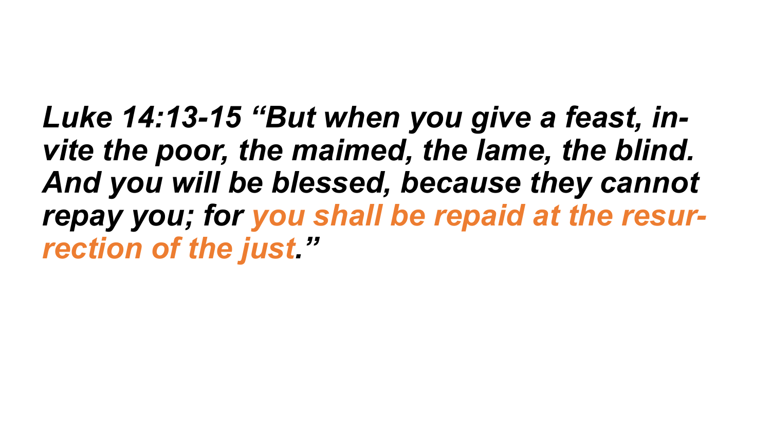***Luke 14:13-15 "But when you give a feast, invite the poor, the maimed, the lame, the blind. And you will be blessed, because they cannot repay you; for you shall be repaid at the resurrection of the just."***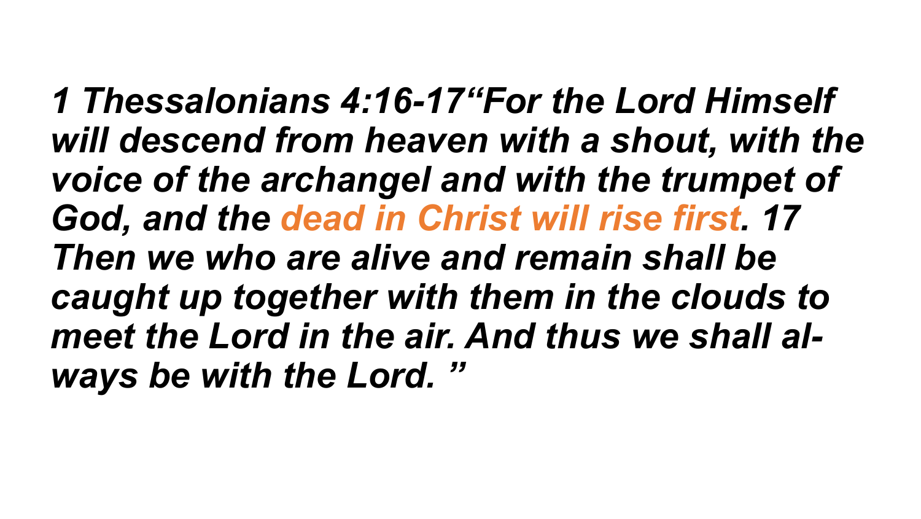***1 Thessalonians 4:16-17"For the Lord Himself will descend from heaven with a shout, with the voice of the archangel and with the trumpet of God, and the dead in Christ will rise first. 17 Then we who are alive and remain shall be caught up together with them in the clouds to meet the Lord in the air. And thus we shall always be with the Lord. "***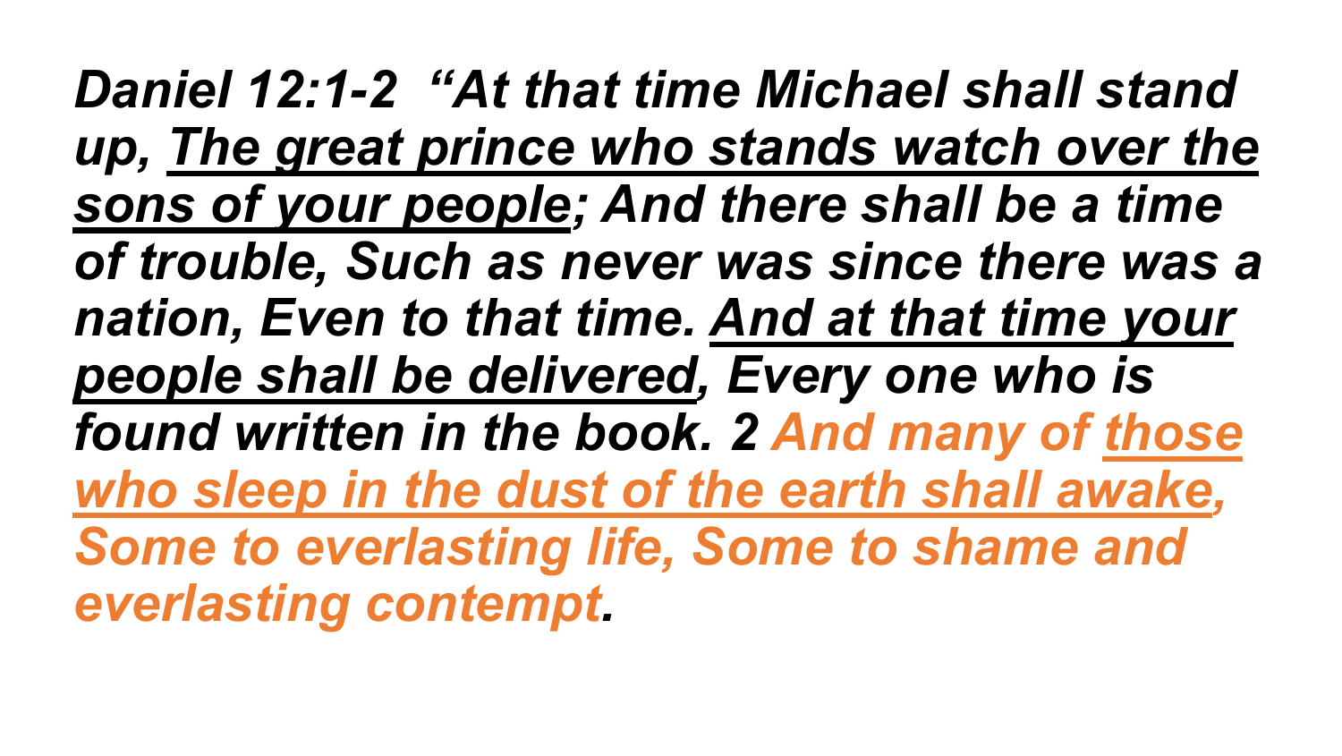*Daniel 12:1-2 "At that time Michael shall stand up, <u>The great prince who stands watch over the sons of your people</u>; And there shall be a time of trouble, Such as never was since there was a nation, Even to that time. <u>And at that time your people shall be delivered</u>, Every one who is found written in the book. 2 And many of <u>those who sleep in the dust of the earth shall awake</u>, Some to everlasting life, Some to shame and everlasting contempt.*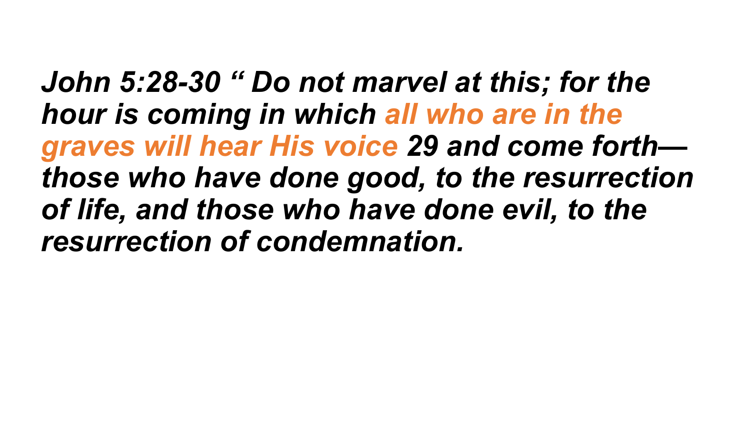***John 5:28-30 " Do not marvel at this; for the hour is coming in which all who are in the graves will hear His voice 29 and come forth—those who have done good, to the resurrection of life, and those who have done evil, to the resurrection of condemnation.***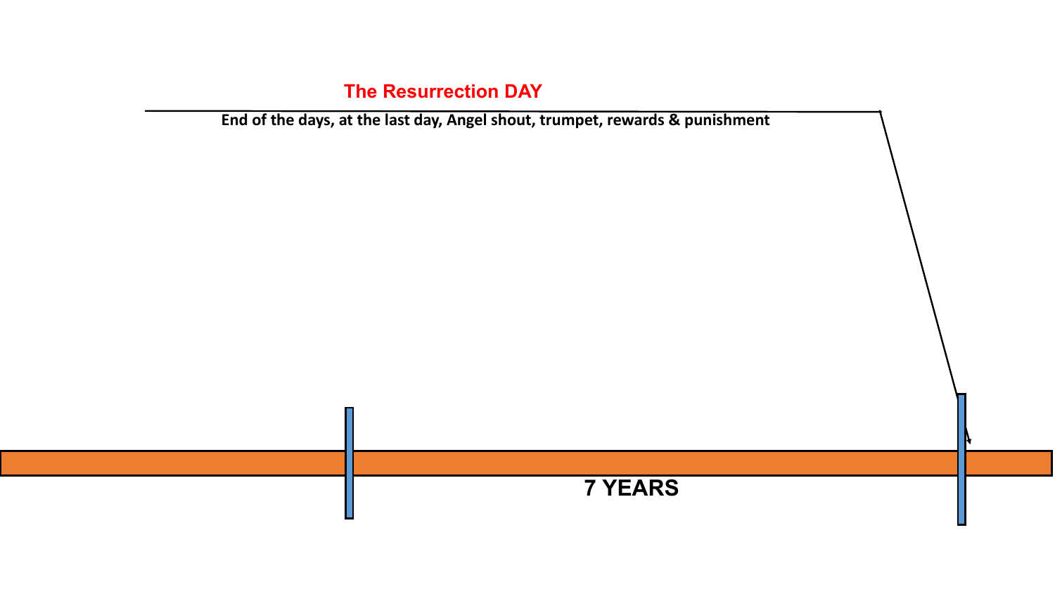**The Resurrection DAY**

**End of the days, at the last day, Angel shout, trumpet, rewards & punishment**

**7 YEARS**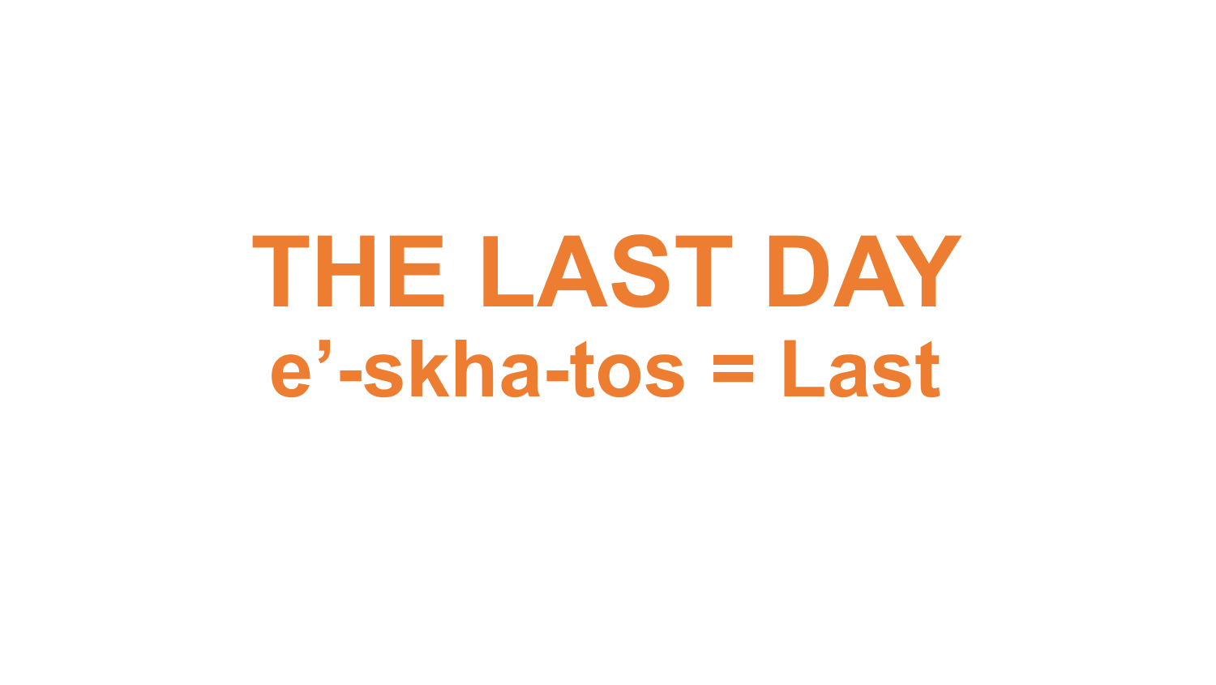# THE LAST DAY

**e’-skha-tos = Last**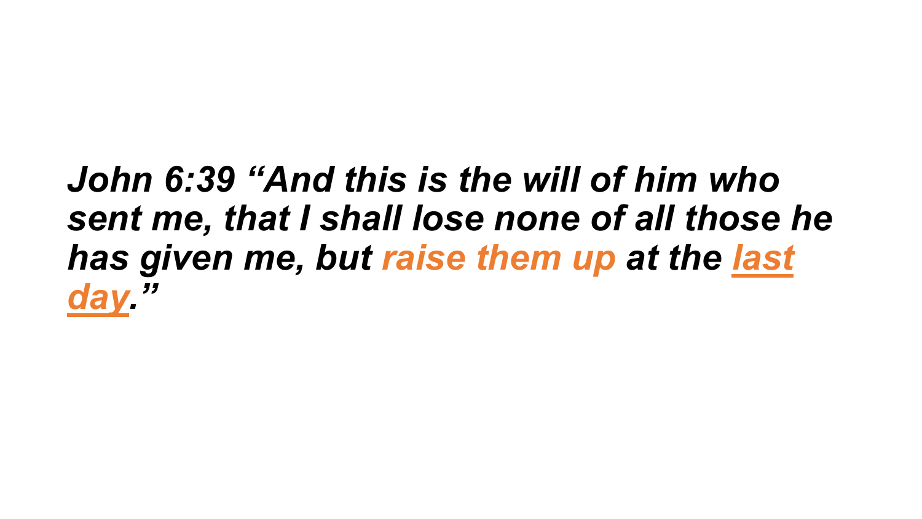***John 6:39 "And this is the will of him who sent me, that I shall lose none of all those he has given me, but raise them up at the last day."***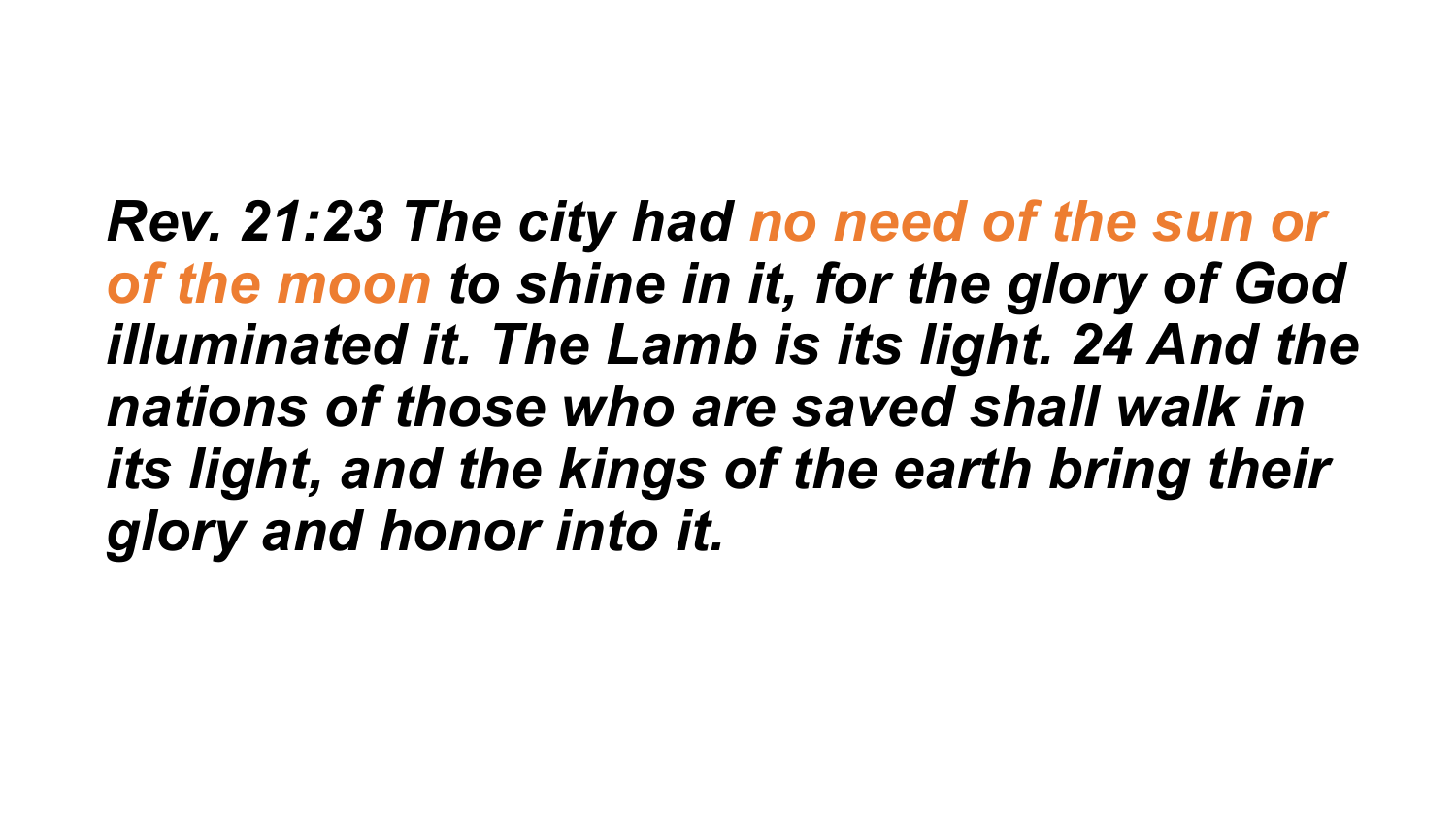***Rev. 21:23 The city had no need of the sun or of the moon to shine in it, for the glory of God illuminated it. The Lamb is its light. 24 And the nations of those who are saved shall walk in its light, and the kings of the earth bring their glory and honor into it.***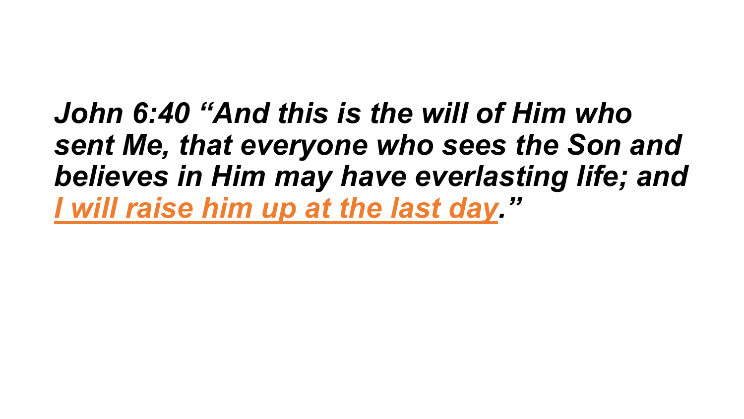*John 6:40 "And this is the will of Him who sent Me, that everyone who sees the Son and believes in Him may have everlasting life; and <u>I will raise him up at the last day</u>."*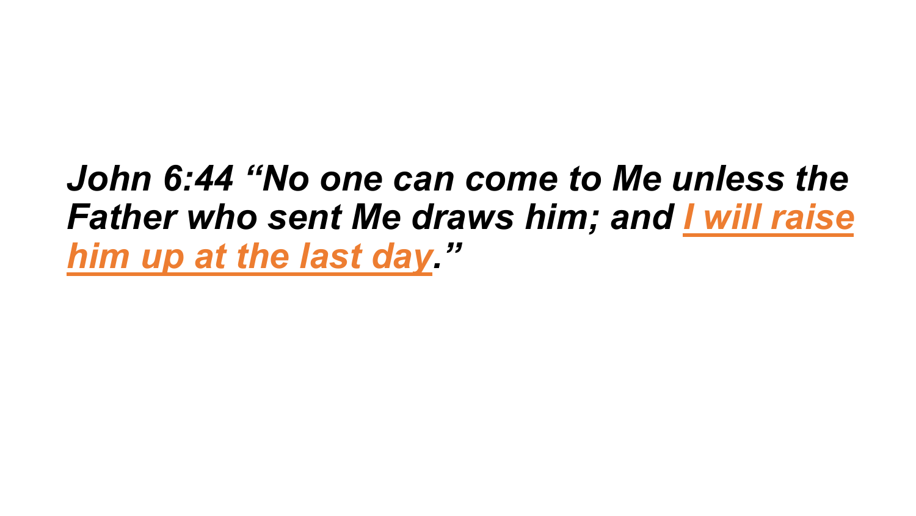***John 6:44 "No one can come to Me unless the Father who sent Me draws him; and <u>I will raise him up at the last day</u>."***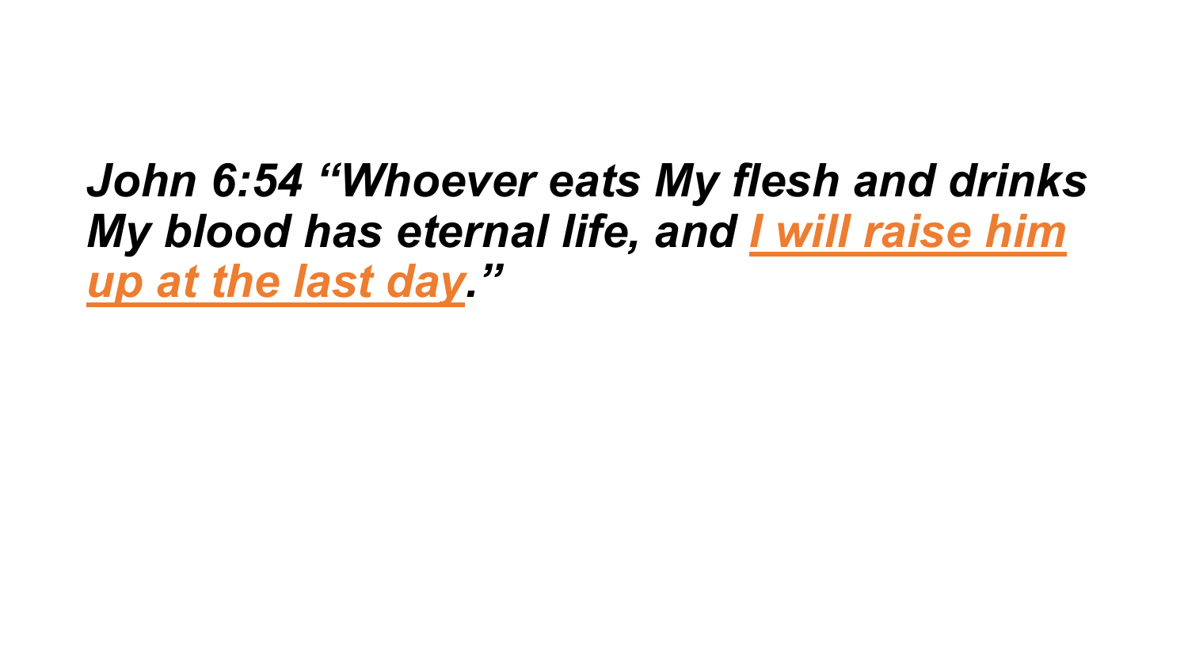***John 6:54 “Whoever eats My flesh and drinks My blood has eternal life, and <u>I will raise him up at the last day</u>.”***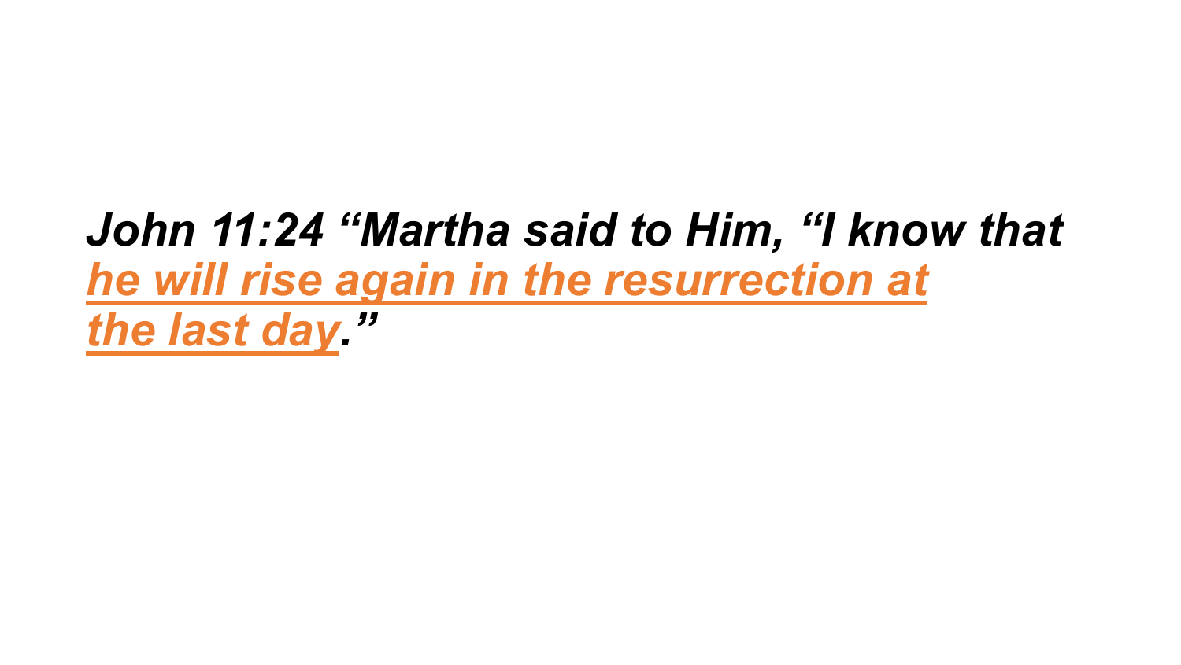***John 11:24 "Martha said to Him, "I know that <u>he will rise again in the resurrection at the last day</u>."***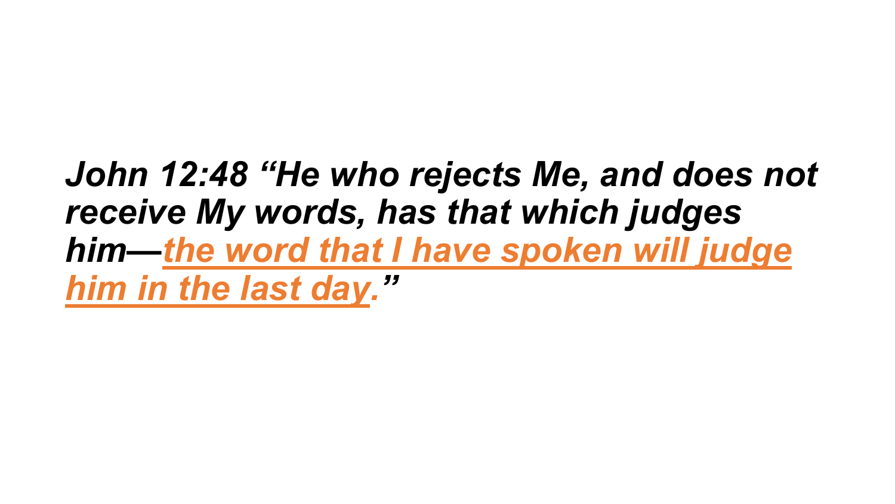*John 12:48 “He who rejects Me, and does not receive My words, has that which judges him—**the word that I have spoken will judge him in the last day.**”*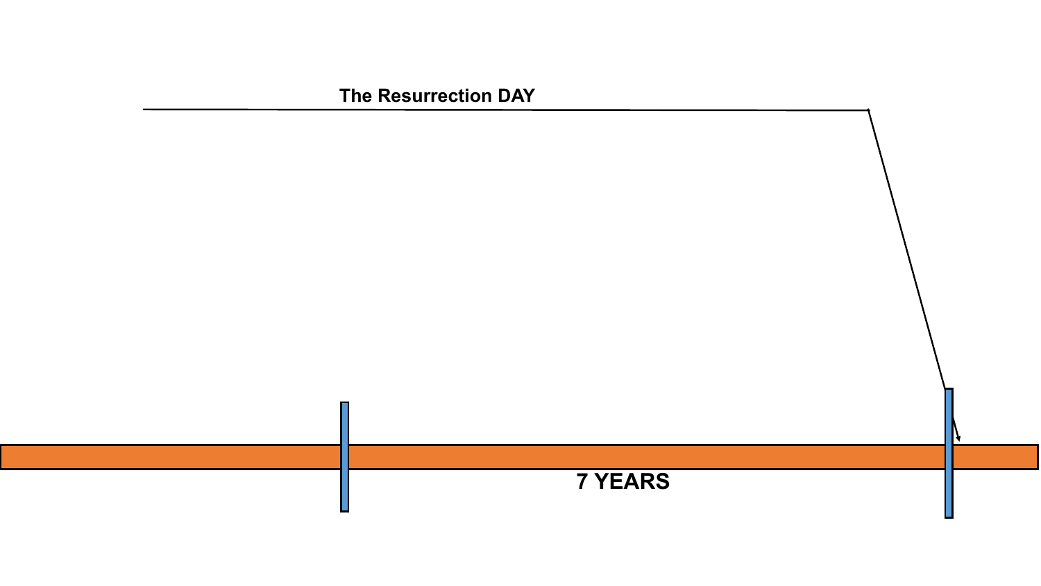The Resurrection DAY

7 YEARS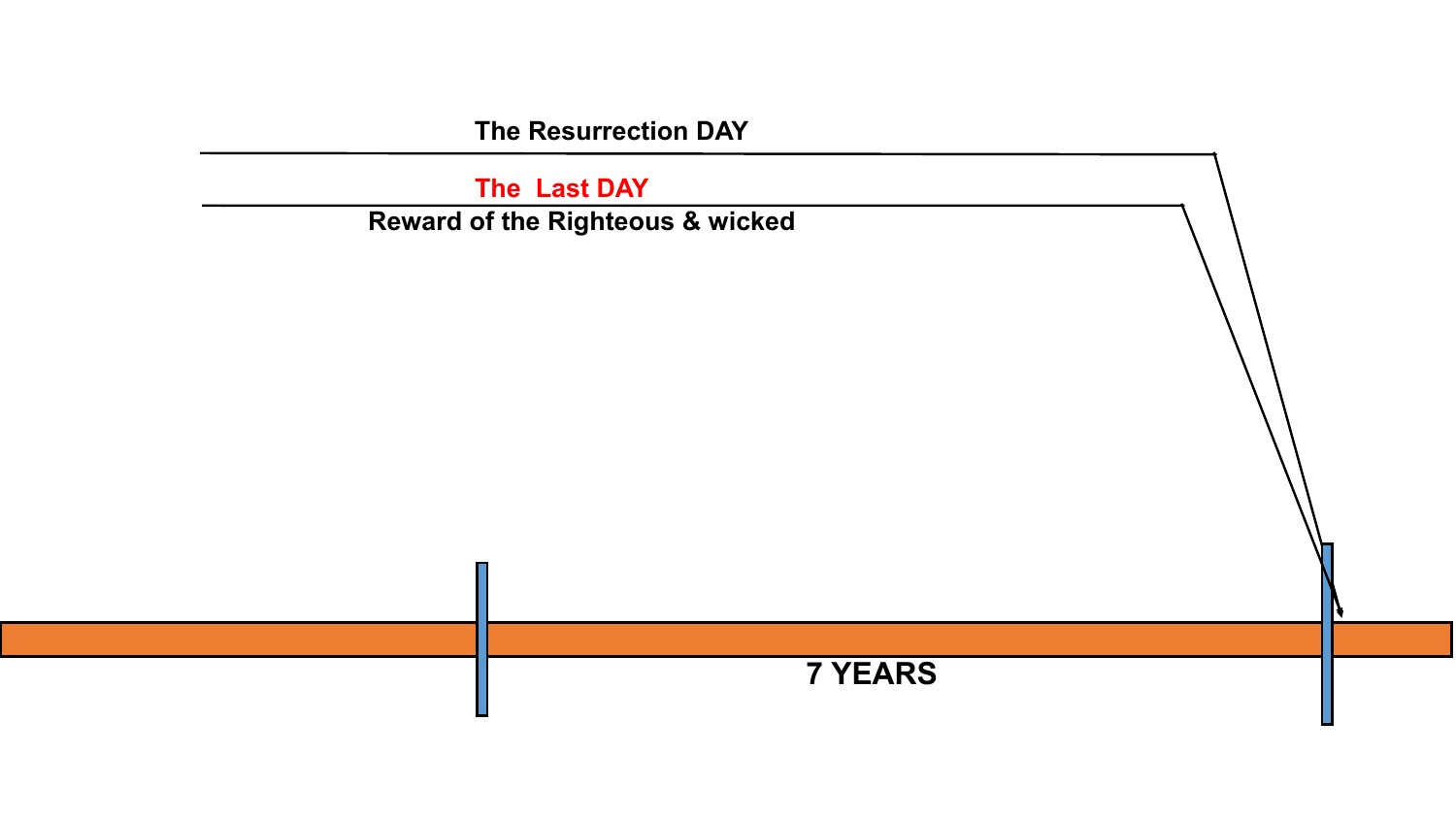The Resurrection DAY

The Last DAY

Reward of the Righteous & wicked

7 YEARS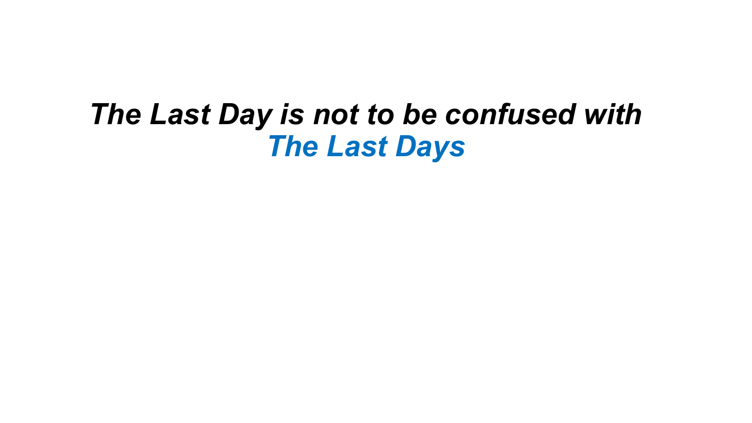***The Last Day is not to be confused with***
***The Last Days***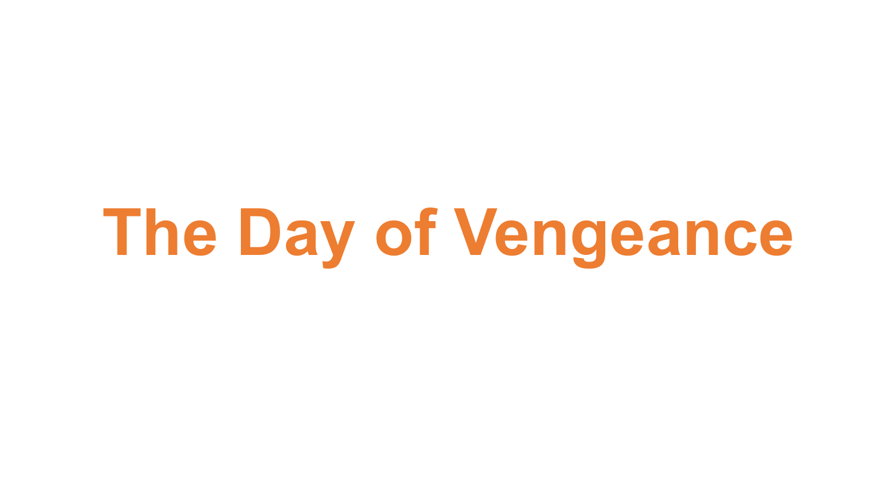# The Day of Vengeance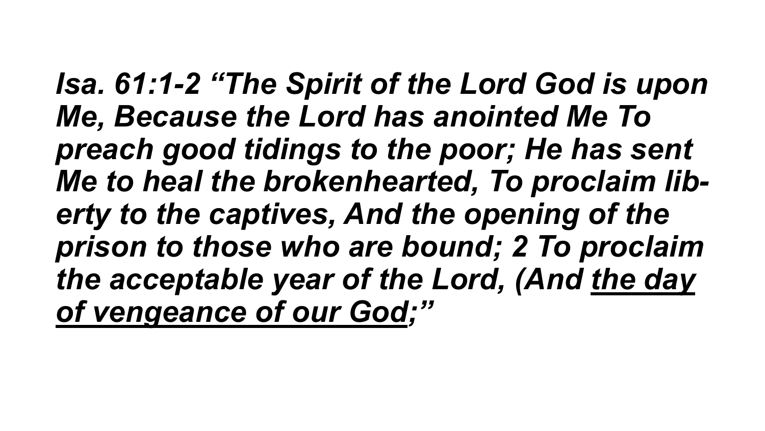***Isa. 61:1-2 "The Spirit of the Lord God is upon Me, Because the Lord has anointed Me To preach good tidings to the poor; He has sent Me to heal the brokenhearted, To proclaim liberty to the captives, And the opening of the prison to those who are bound; 2 To proclaim the acceptable year of the Lord, (And <u>the day of vengeance of our God</u>;"***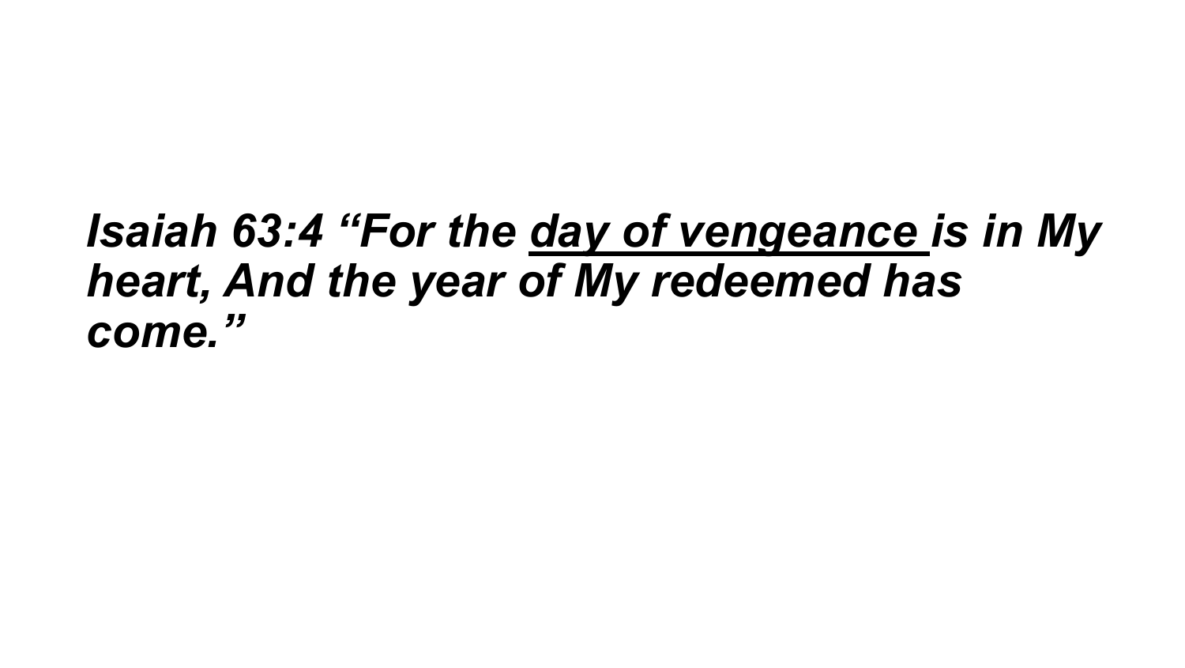***Isaiah 63:4 "For the <u>day of vengeance</u> is in My heart, And the year of My redeemed has come."***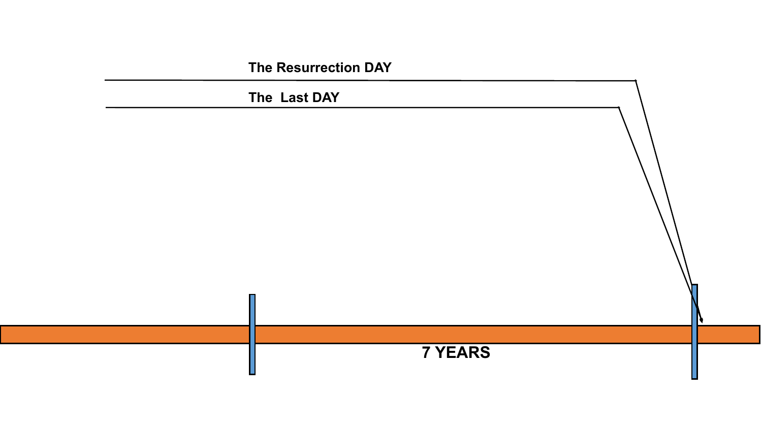The Resurrection DAY

The Last DAY

7 YEARS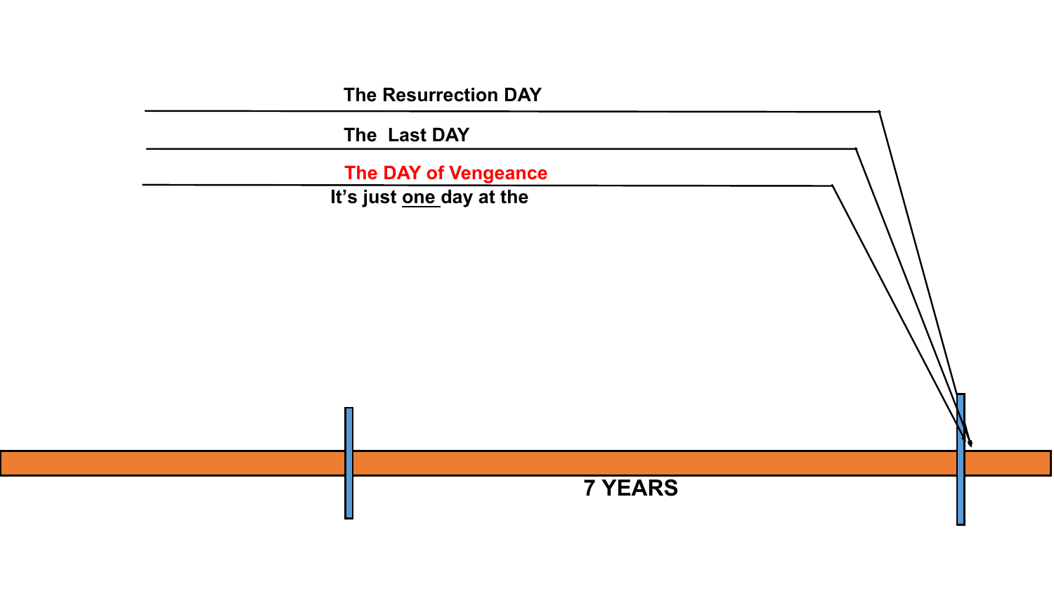The Resurrection DAY

The Last DAY

The DAY of Vengeance

It’s just <u>one</u> day at the

7 YEARS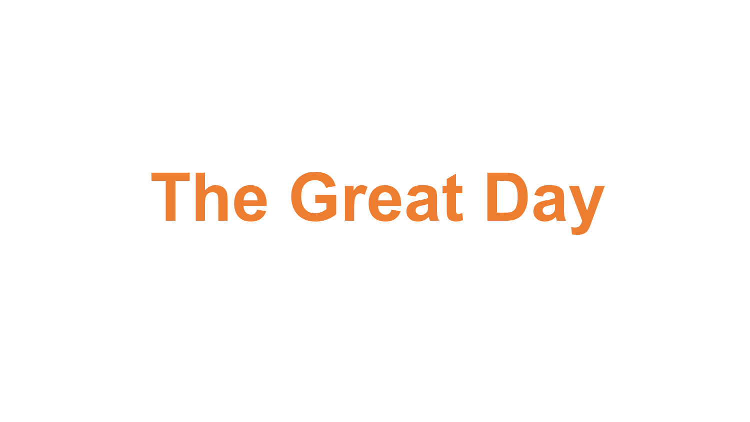# The Great Day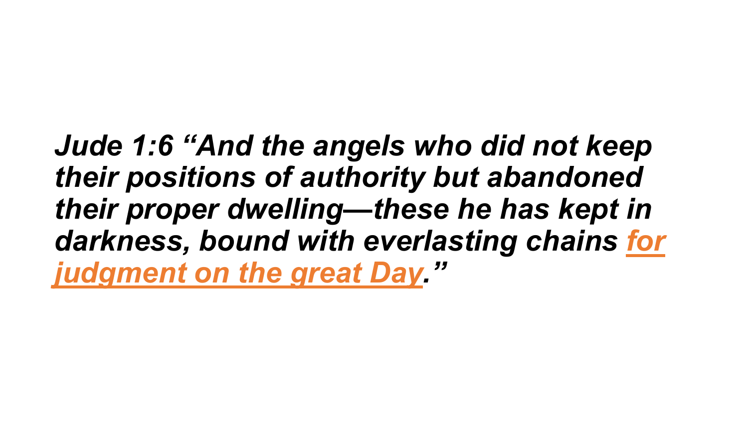***Jude 1:6 "And the angels who did not keep their positions of authority but abandoned their proper dwelling—these he has kept in darkness, bound with everlasting chains for judgment on the great Day."***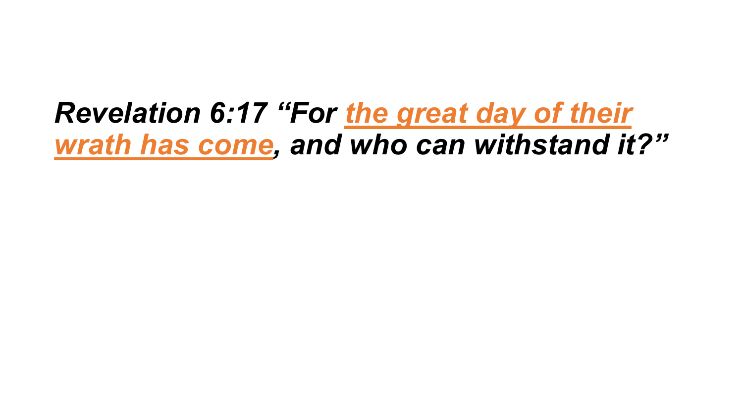***Revelation 6:17 “For <u>the great day of their wrath has come</u>, and who can withstand it?”***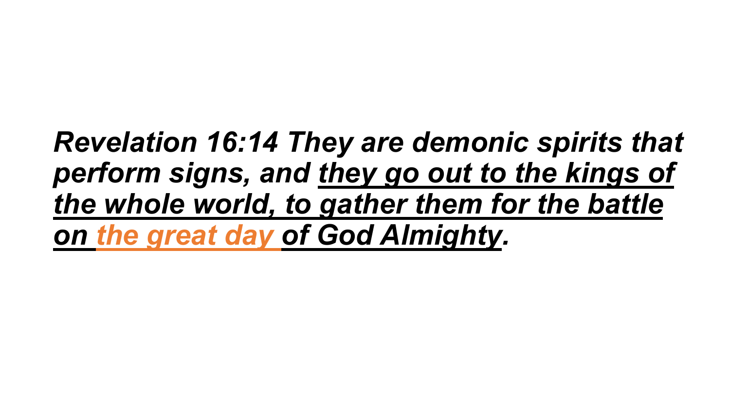***Revelation 16:14 They are demonic spirits that perform signs, and <u>they go out to the kings of the whole world, to gather them for the battle on the great day of God Almighty</u>.***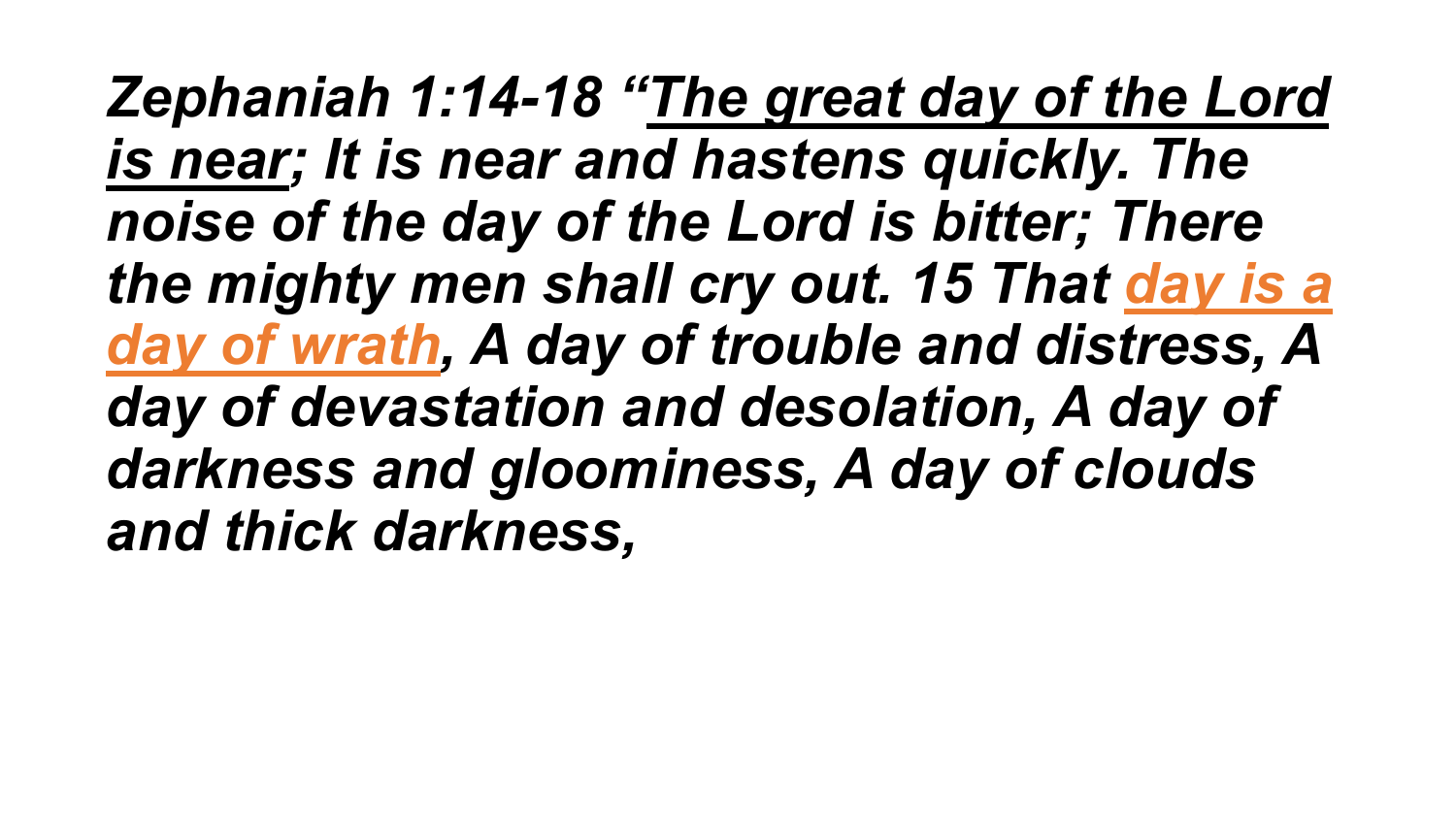***Zephaniah 1:14-18 "The great day of the Lord is near; It is near and hastens quickly. The noise of the day of the Lord is bitter; There the mighty men shall cry out. 15 That day is a day of wrath, A day of trouble and distress, A day of devastation and desolation, A day of darkness and gloominess, A day of clouds and thick darkness,***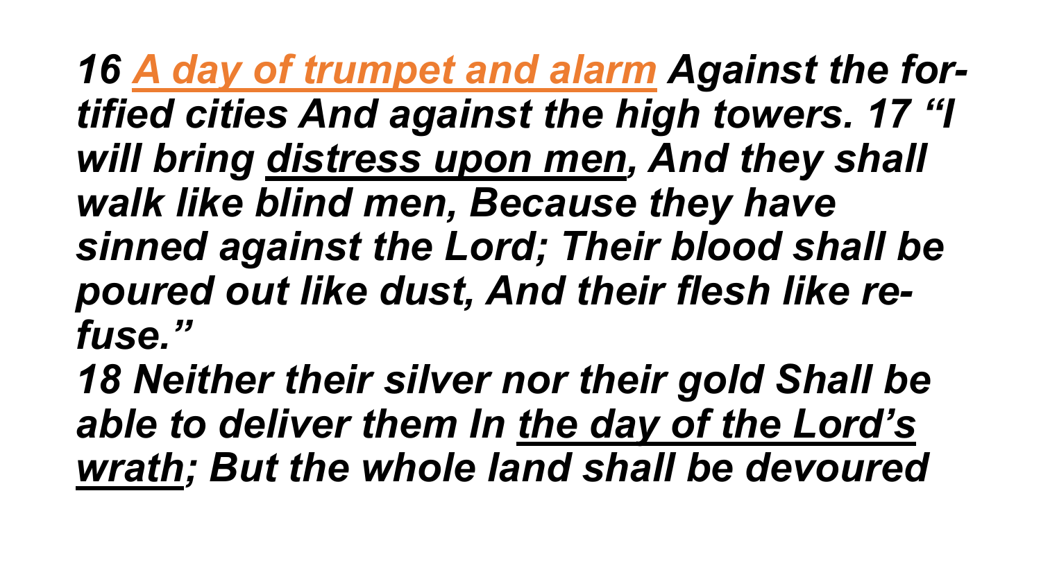***16 <u>A day of trumpet and alarm</u> Against the fortified cities And against the high towers. 17 "I will bring <u>distress upon men</u>, And they shall walk like blind men, Because they have sinned against the Lord; Their blood shall be poured out like dust, And their flesh like refuse."***

***18 Neither their silver nor their gold Shall be able to deliver them In <u>the day of the Lord's wrath</u>; But the whole land shall be devoured***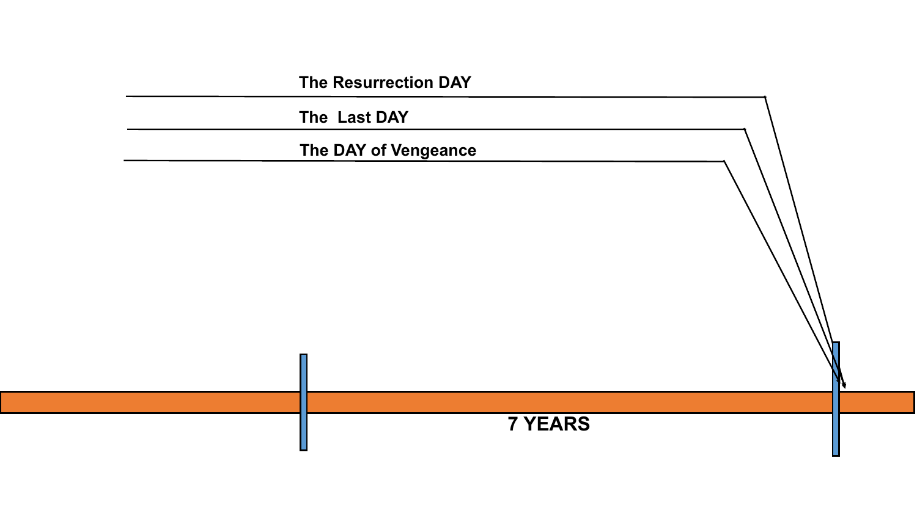The Resurrection DAY

The Last DAY

The DAY of Vengeance

7 YEARS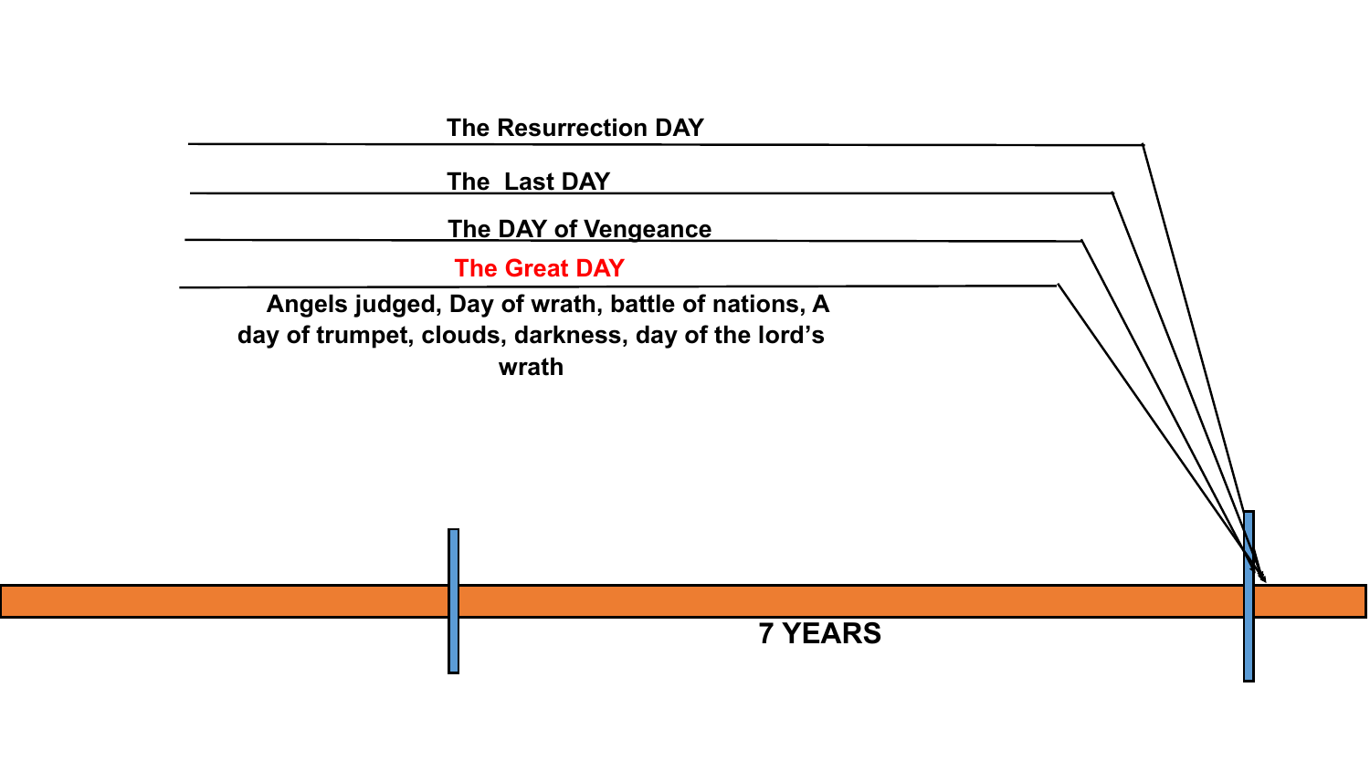The Resurrection DAY

The Last DAY

The DAY of Vengeance

The Great DAY

Angels judged, Day of wrath, battle of nations, A day of trumpet, clouds, darkness, day of the lord's wrath

7 YEARS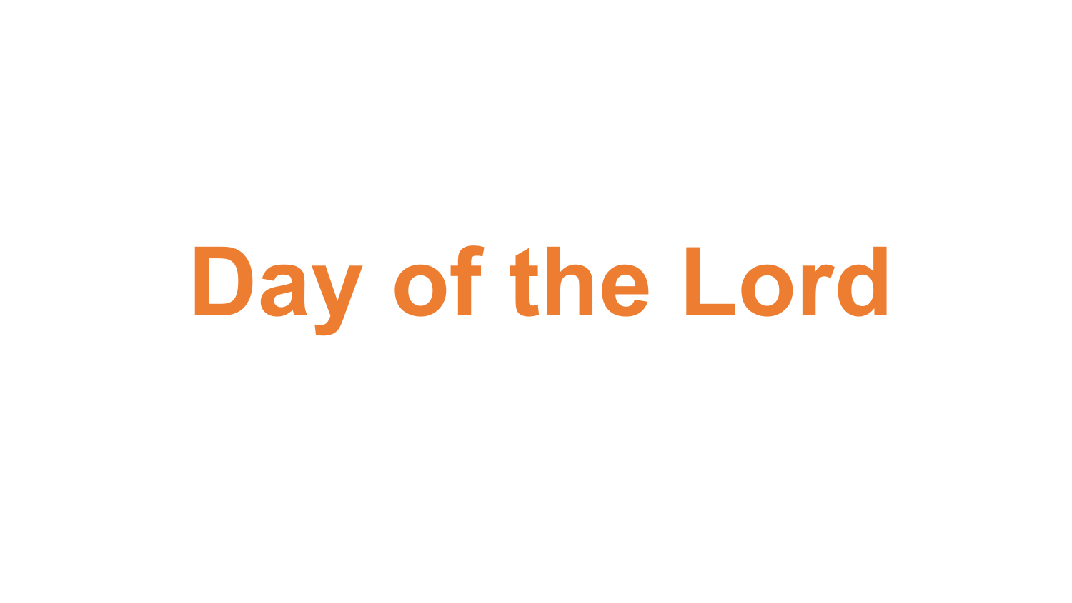# Day of the Lord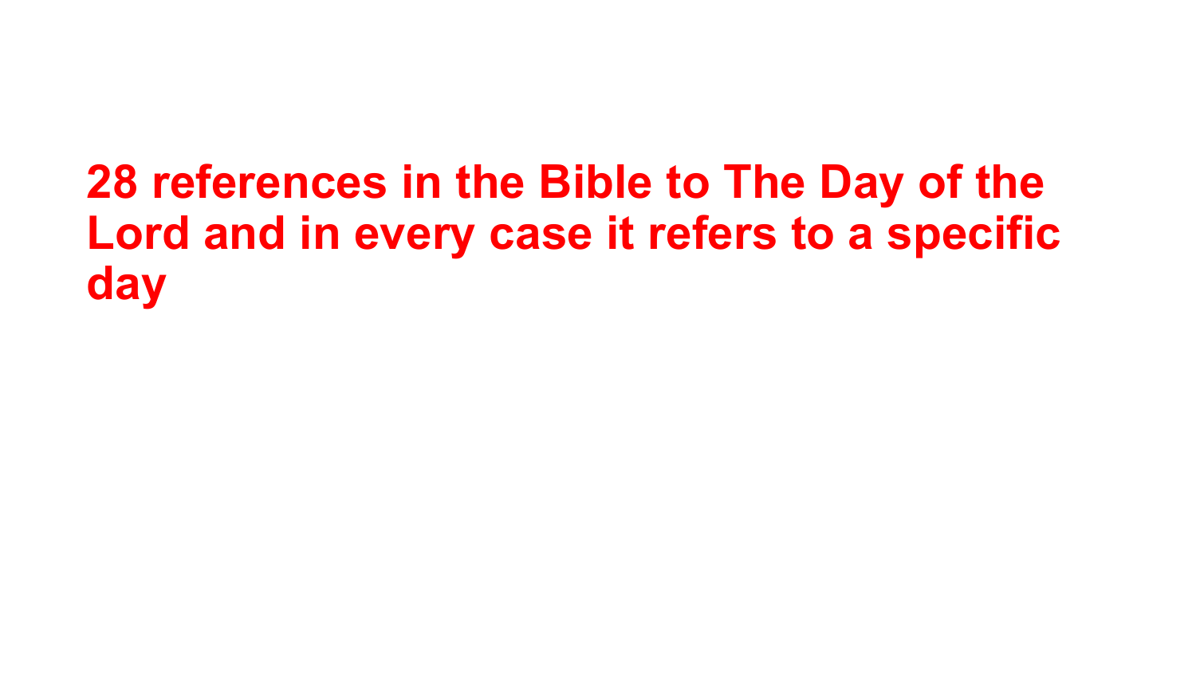**28 references in the Bible to The Day of the Lord and in every case it refers to a specific day**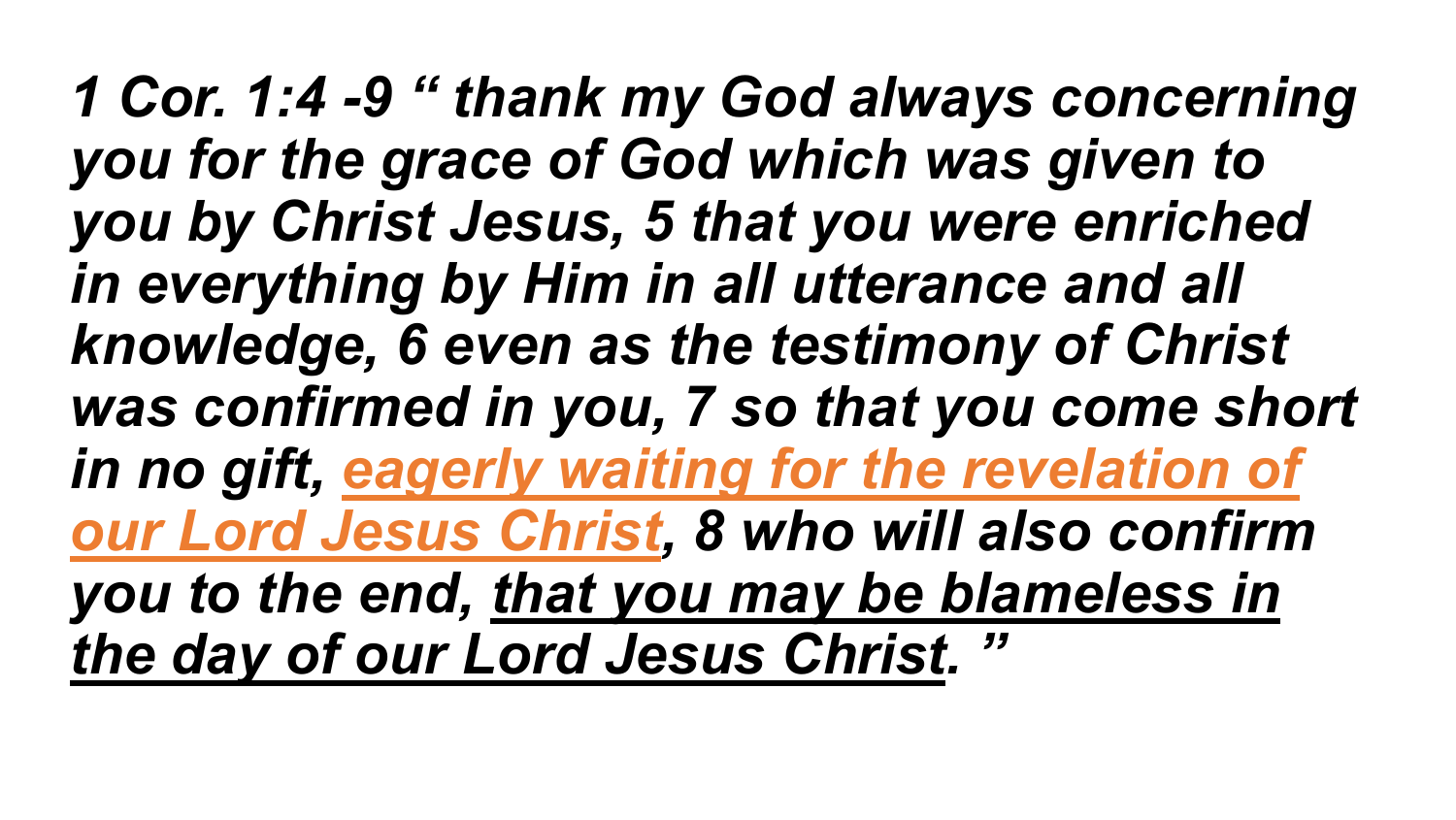***1 Cor. 1:4 -9 " thank my God always concerning you for the grace of God which was given to you by Christ Jesus, 5 that you were enriched in everything by Him in all utterance and all knowledge, 6 even as the testimony of Christ was confirmed in you, 7 so that you come short in no gift, <u>eagerly waiting for the revelation of our Lord Jesus Christ</u>, 8 who will also confirm you to the end, <u>that you may be blameless in the day of our Lord Jesus Christ</u>. "***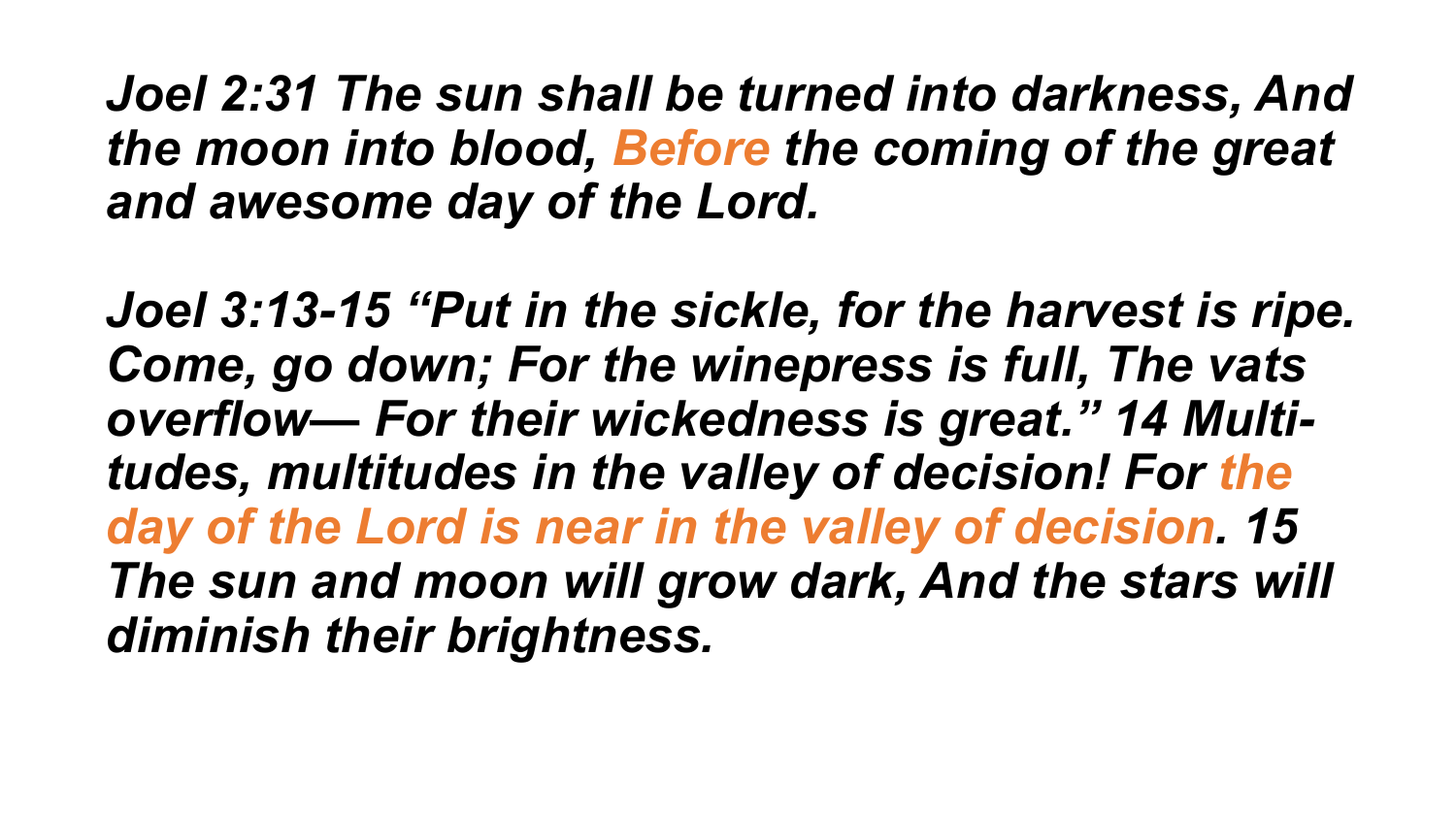***Joel 2:31 The sun shall be turned into darkness, And the moon into blood, Before the coming of the great and awesome day of the Lord.***

***Joel 3:13-15 "Put in the sickle, for the harvest is ripe. Come, go down; For the winepress is full, The vats overflow— For their wickedness is great." 14 Multitudes, multitudes in the valley of decision! For the day of the Lord is near in the valley of decision. 15 The sun and moon will grow dark, And the stars will diminish their brightness.***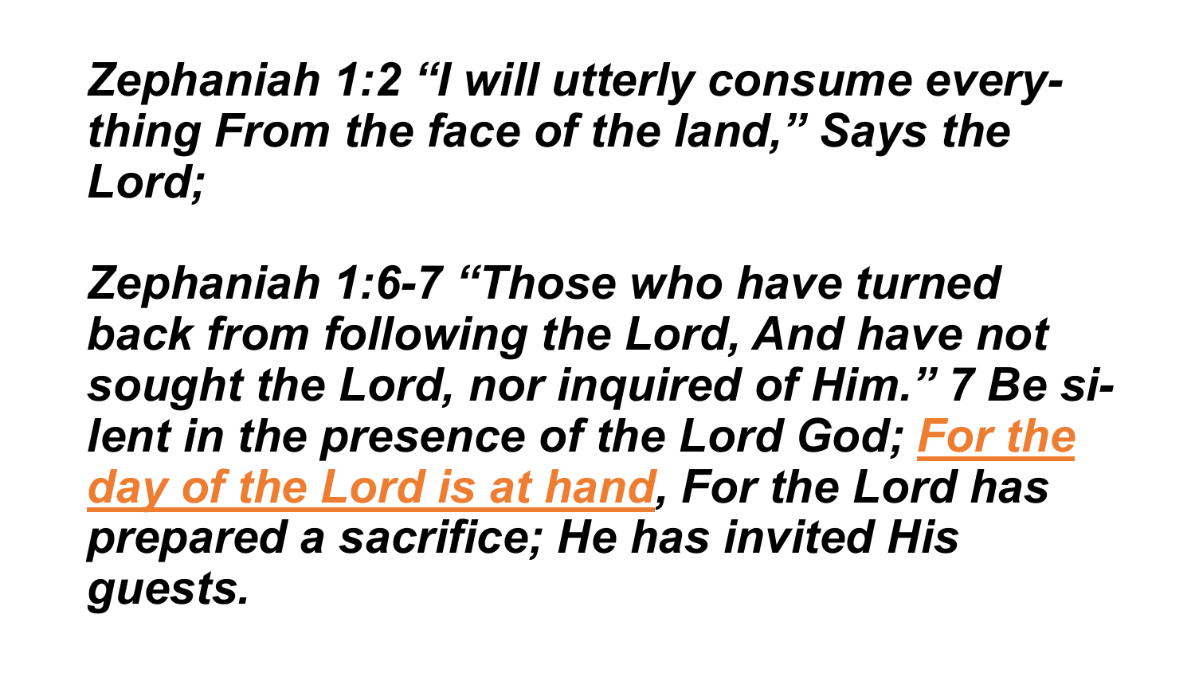*Zephaniah 1:2 "I will utterly consume everything From the face of the land," Says the Lord;*

*Zephaniah 1:6-7 "Those who have turned back from following the Lord, And have not sought the Lord, nor inquired of Him." 7 Be silent in the presence of the Lord God; For the day of the Lord is at hand, For the Lord has prepared a sacrifice; He has invited His guests.*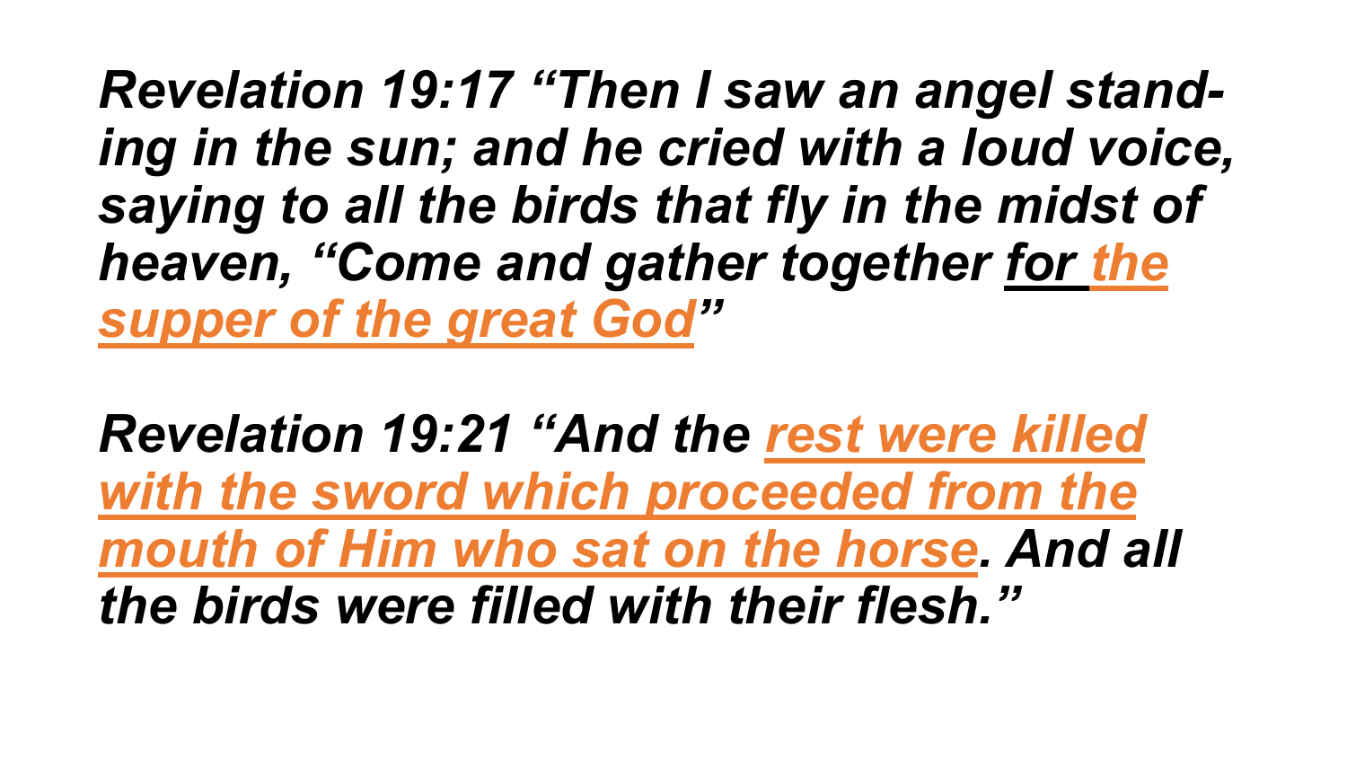***Revelation 19:17 "Then I saw an angel standing in the sun; and he cried with a loud voice, saying to all the birds that fly in the midst of heaven, "Come and gather together <u>for the supper of the great God</u>"***

***Revelation 19:21 "And the <u>rest were killed with the sword which proceeded from the mouth of Him who sat on the horse</u>. And all the birds were filled with their flesh."***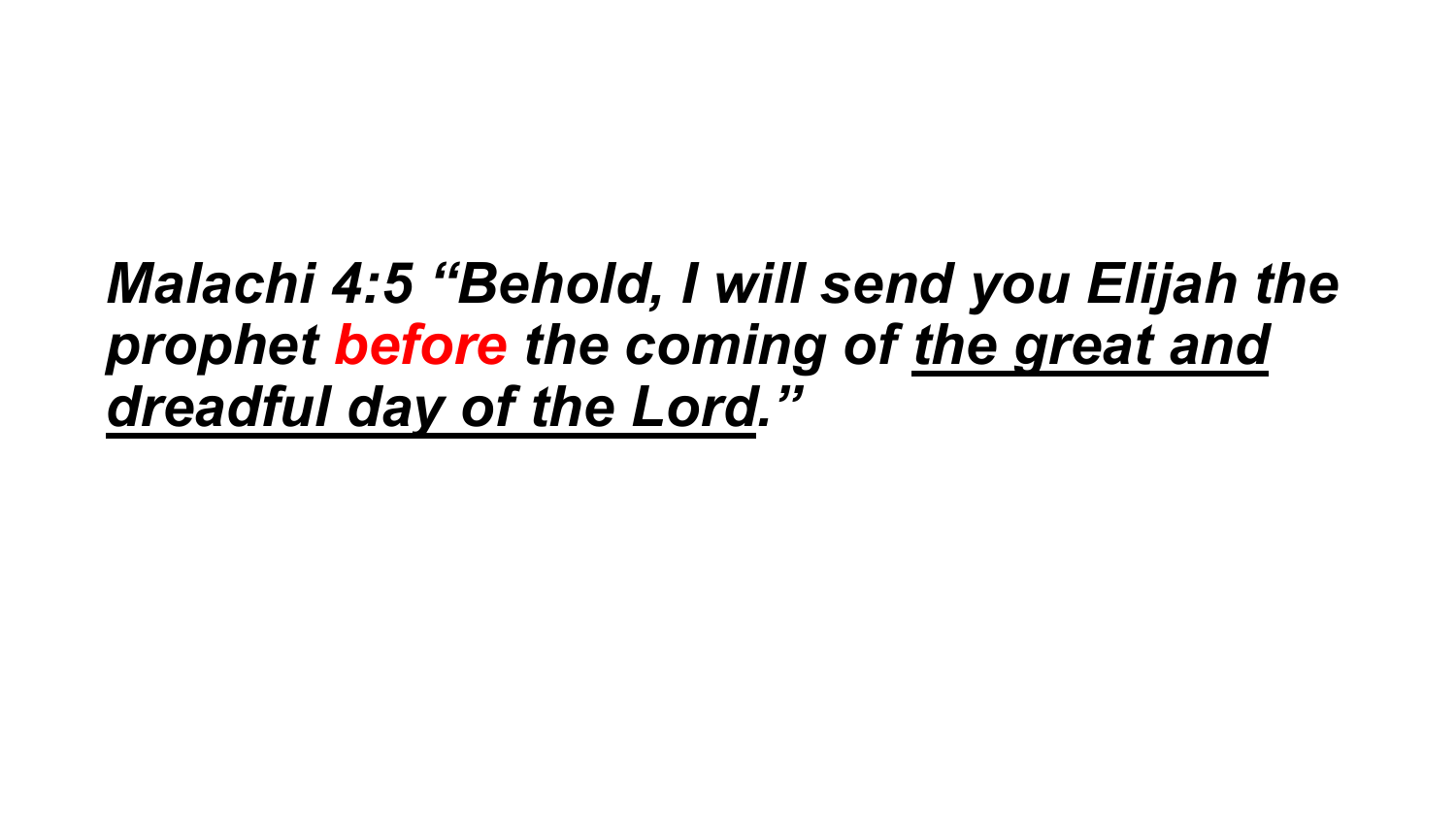***Malachi 4:5 "Behold, I will send you Elijah the prophet before the coming of <u>the great and dreadful day of the Lord</u>."***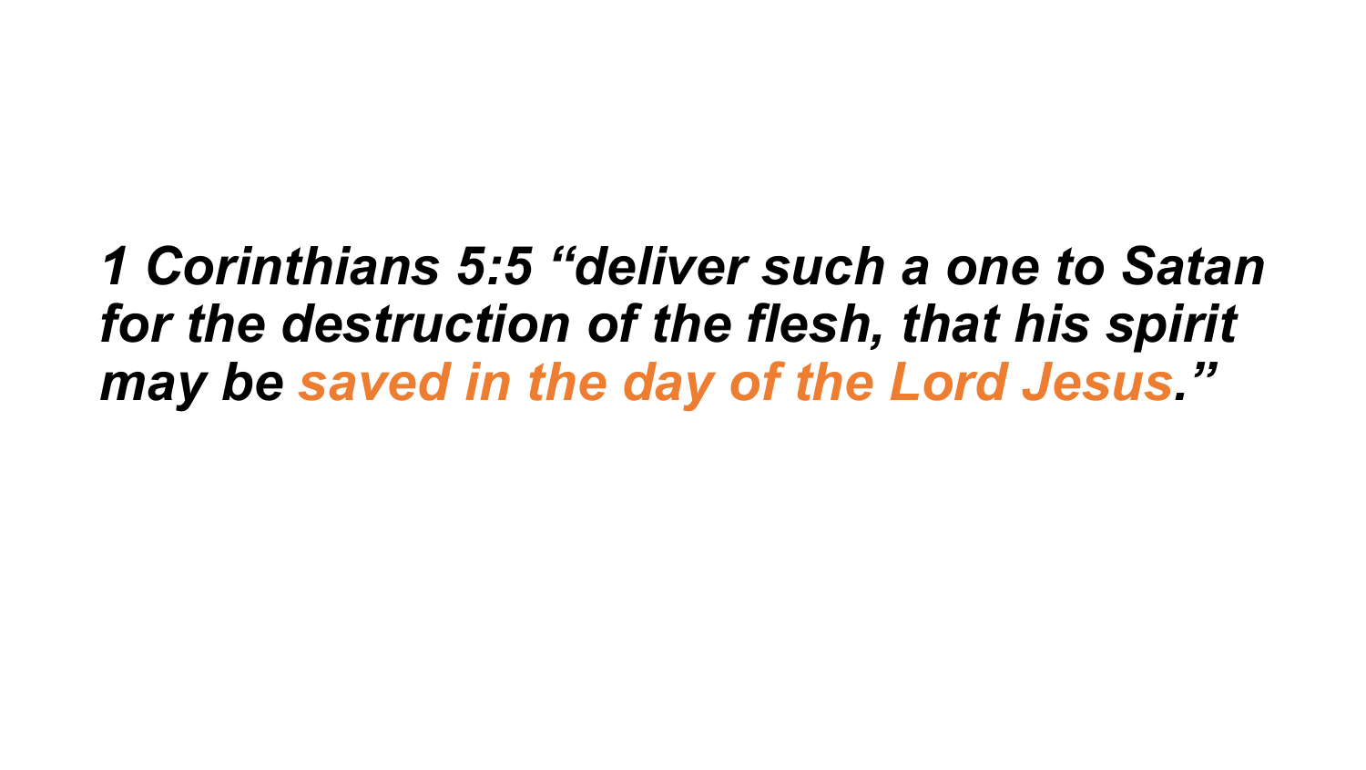***1 Corinthians 5:5 "deliver such a one to Satan for the destruction of the flesh, that his spirit may be saved in the day of the Lord Jesus."***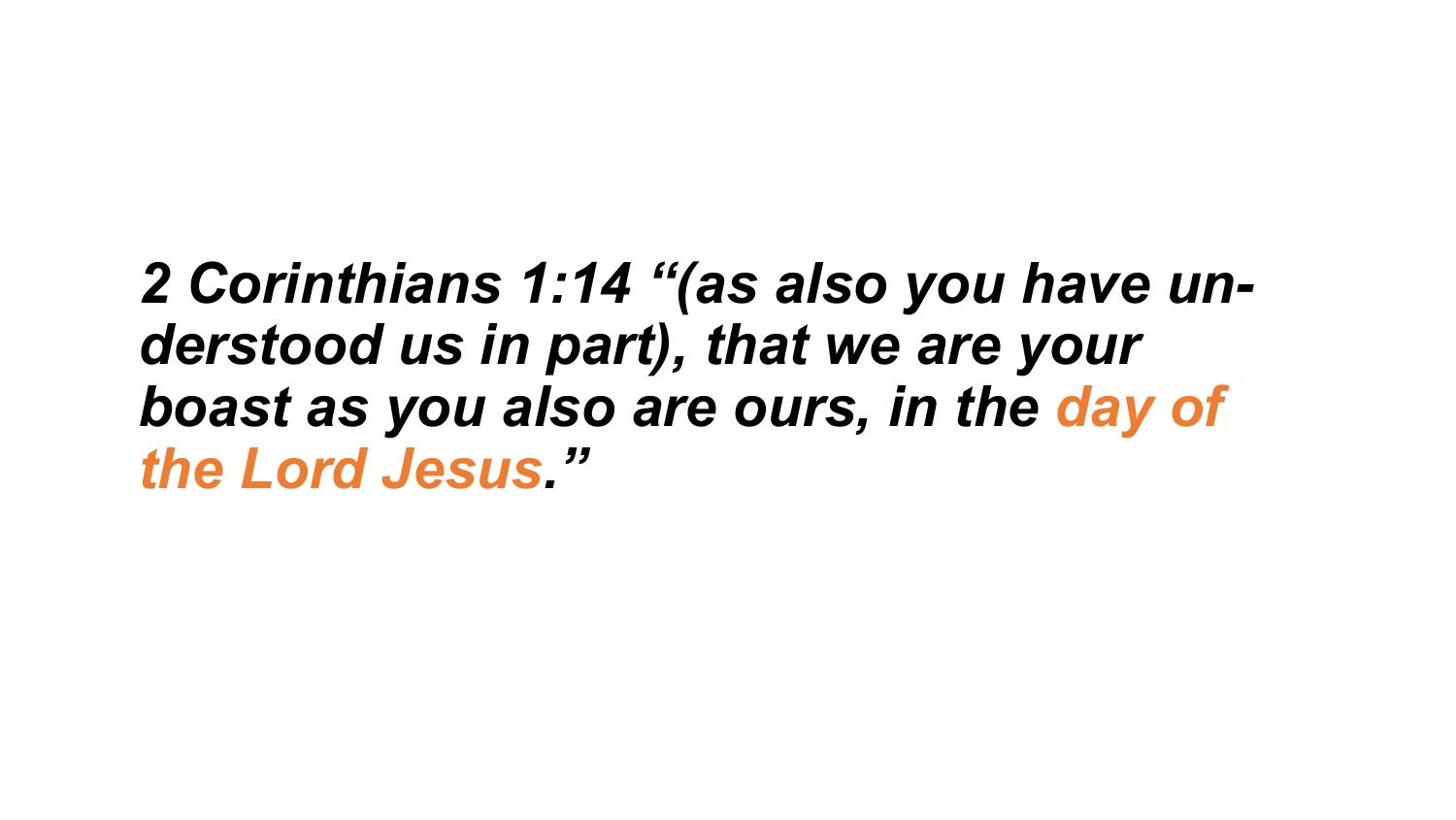***2 Corinthians 1:14 "(as also you have understood us in part), that we are your boast as you also are ours, in the day of the Lord Jesus."***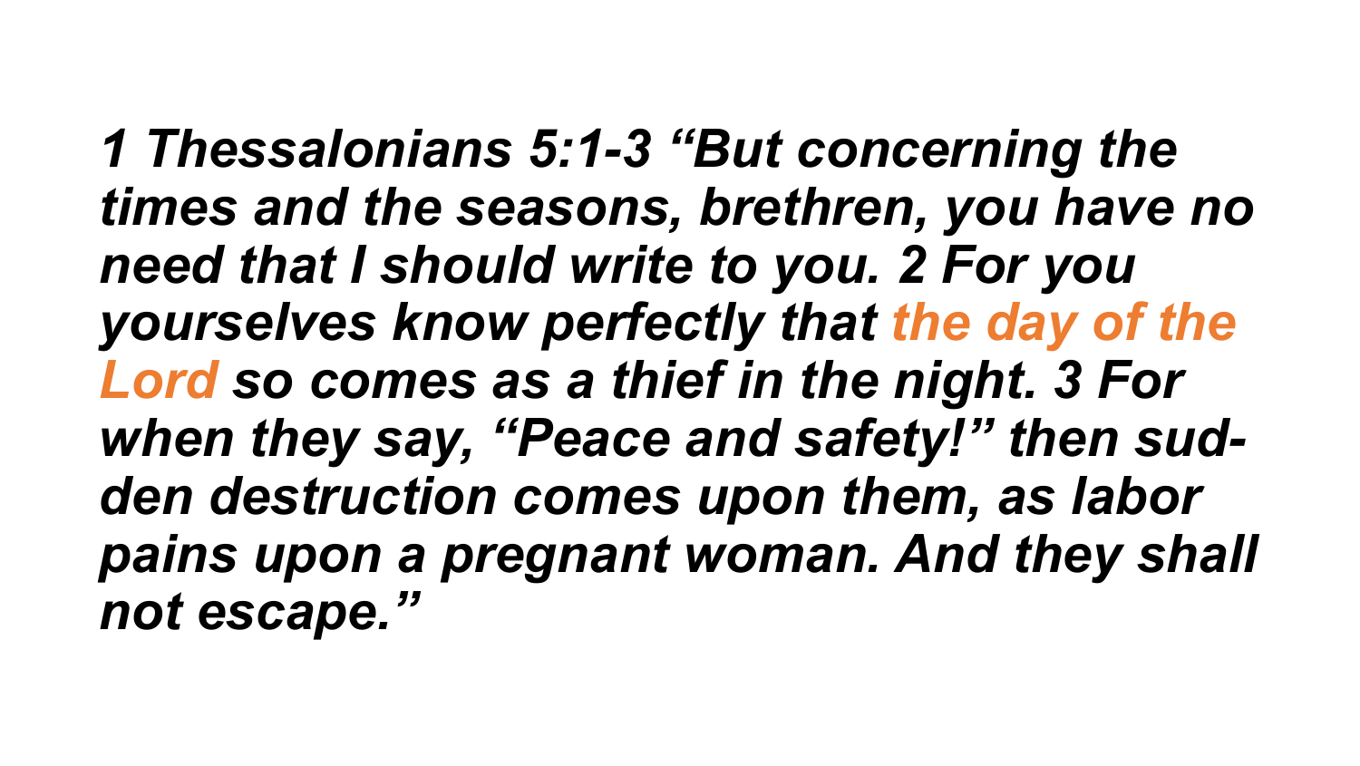***1 Thessalonians 5:1-3 "But concerning the times and the seasons, brethren, you have no need that I should write to you. 2 For you yourselves know perfectly that the day of the Lord so comes as a thief in the night. 3 For when they say, "Peace and safety!" then sudden destruction comes upon them, as labor pains upon a pregnant woman. And they shall not escape."***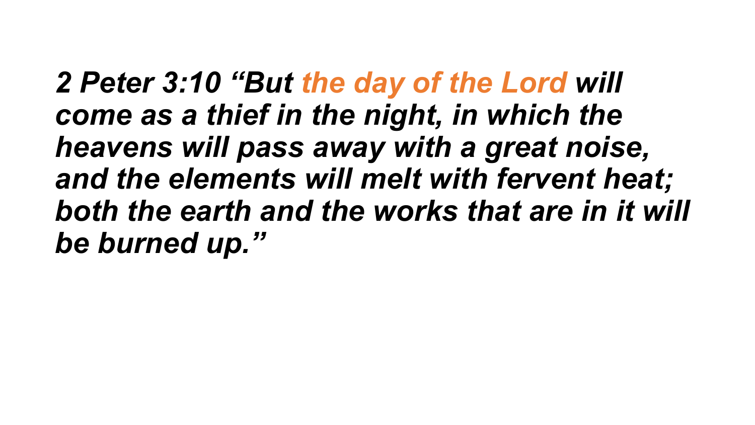***2 Peter 3:10 "But the day of the Lord will come as a thief in the night, in which the heavens will pass away with a great noise, and the elements will melt with fervent heat; both the earth and the works that are in it will be burned up."***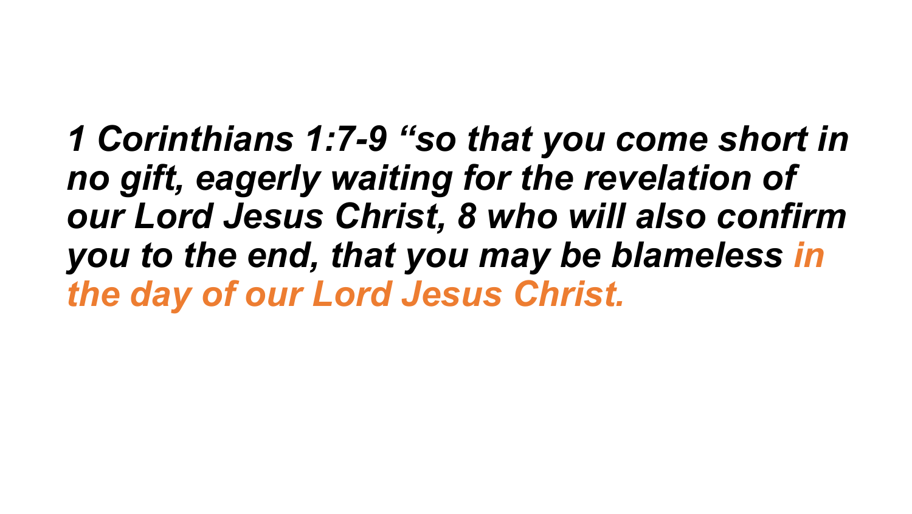*1 Corinthians 1:7-9 “so that you come short in no gift, eagerly waiting for the revelation of our Lord Jesus Christ, 8 who will also confirm you to the end, that you may be blameless **in the day of our Lord Jesus Christ.***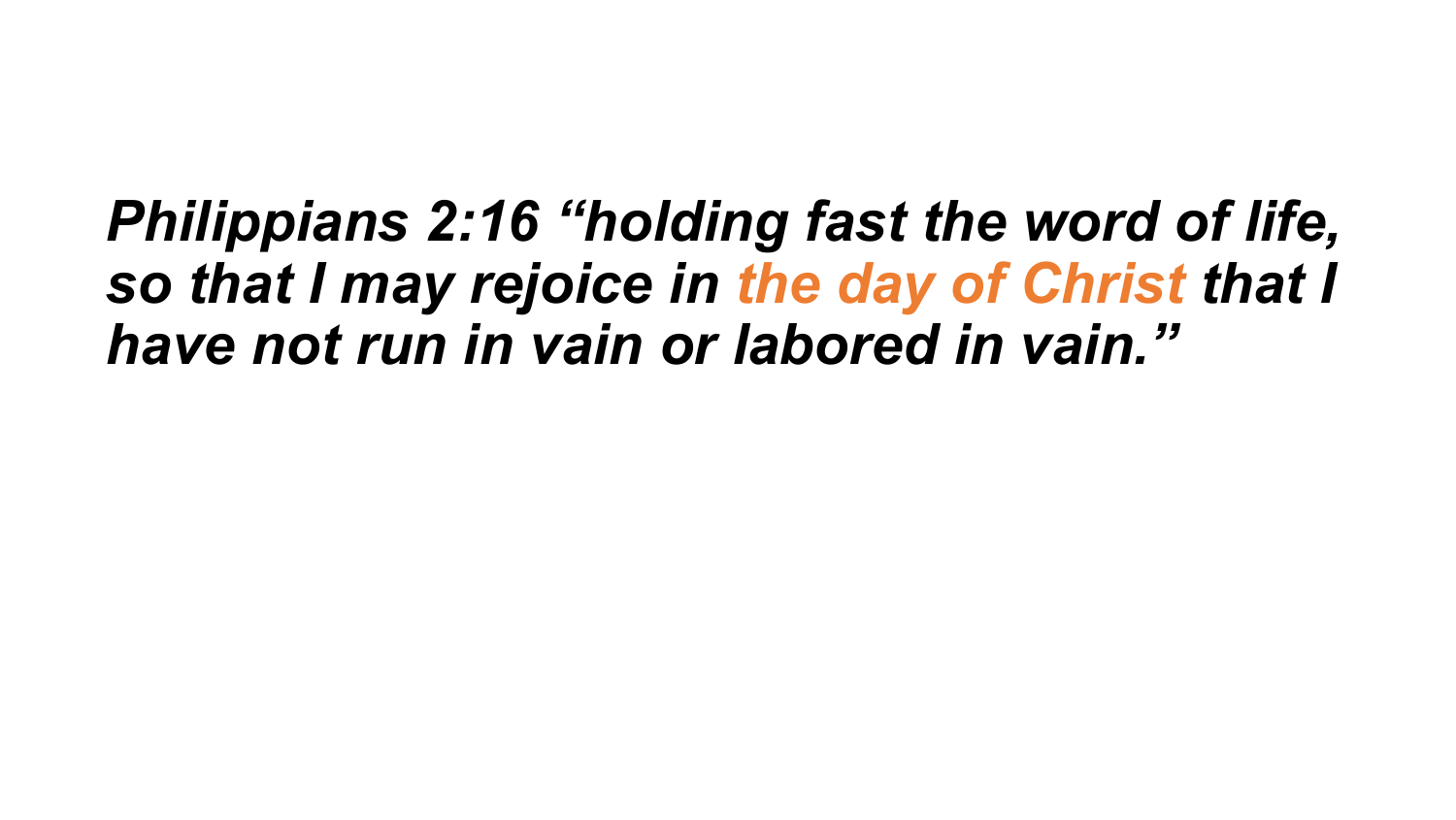***Philippians 2:16 “holding fast the word of life, so that I may rejoice in the day of Christ that I have not run in vain or labored in vain.”***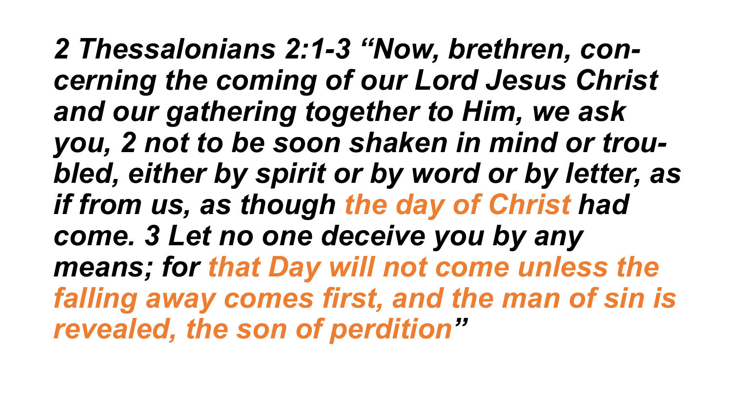***2 Thessalonians 2:1-3 "Now, brethren, concerning the coming of our Lord Jesus Christ and our gathering together to Him, we ask you, 2 not to be soon shaken in mind or troubled, either by spirit or by word or by letter, as if from us, as though the day of Christ had come. 3 Let no one deceive you by any means; for that Day will not come unless the falling away comes first, and the man of sin is revealed, the son of perdition"***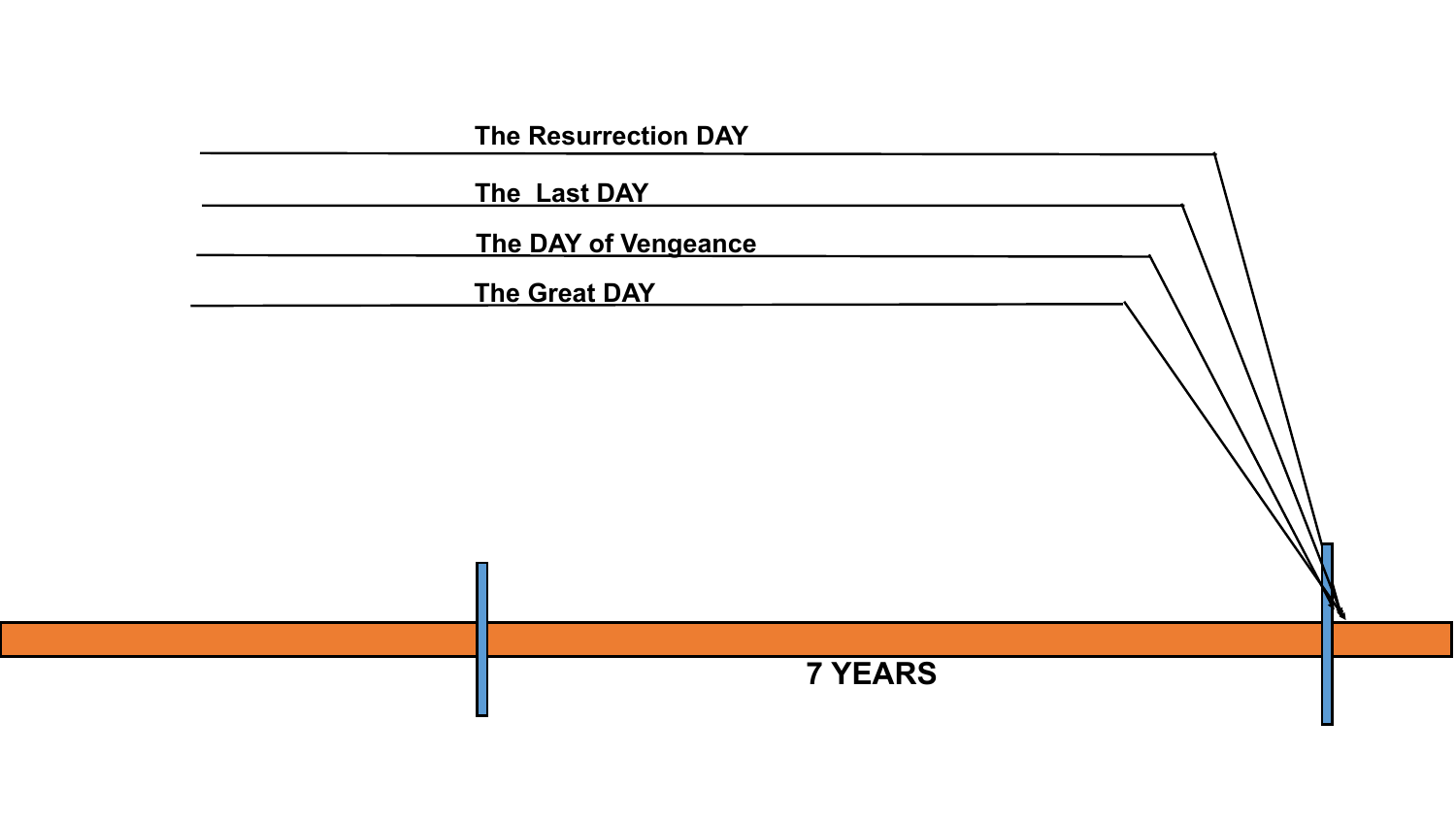The Resurrection DAY

The Last DAY

The DAY of Vengeance

The Great DAY

7 YEARS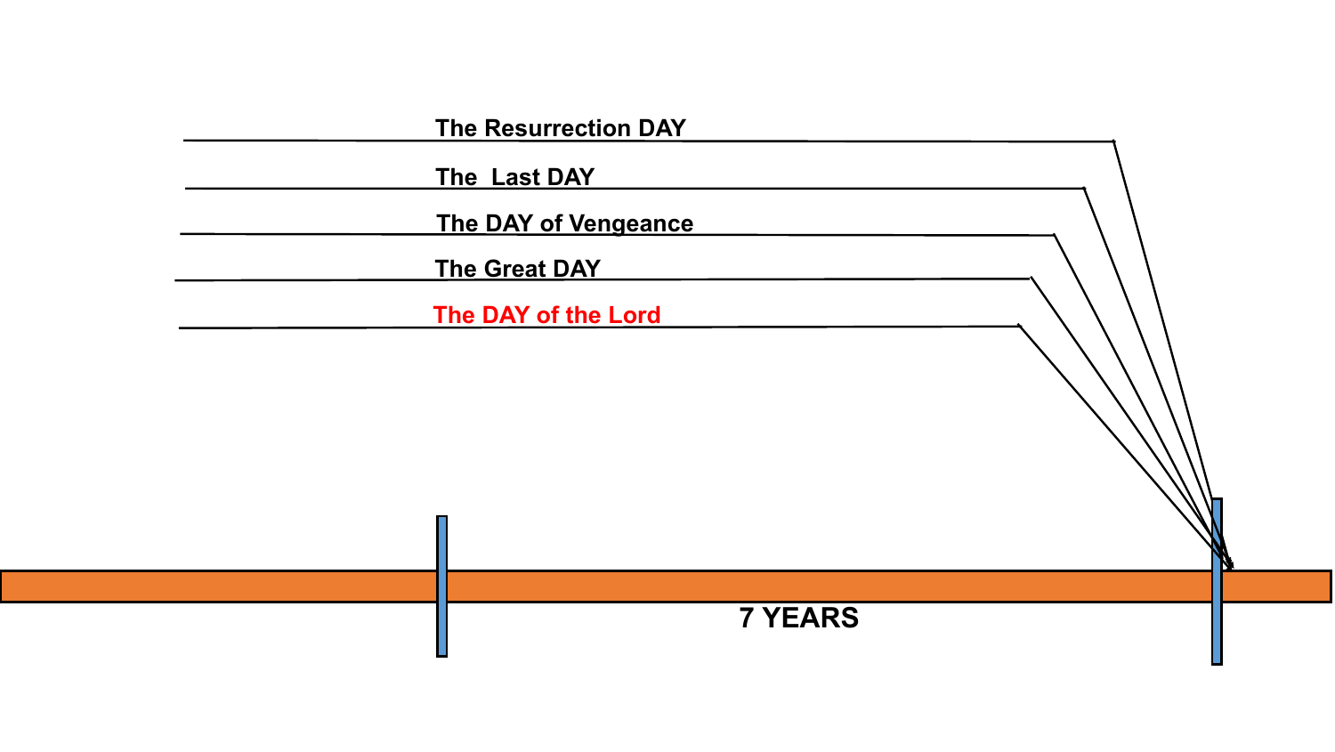The Resurrection DAY

The Last DAY

The DAY of Vengeance

The Great DAY

The DAY of the Lord

7 YEARS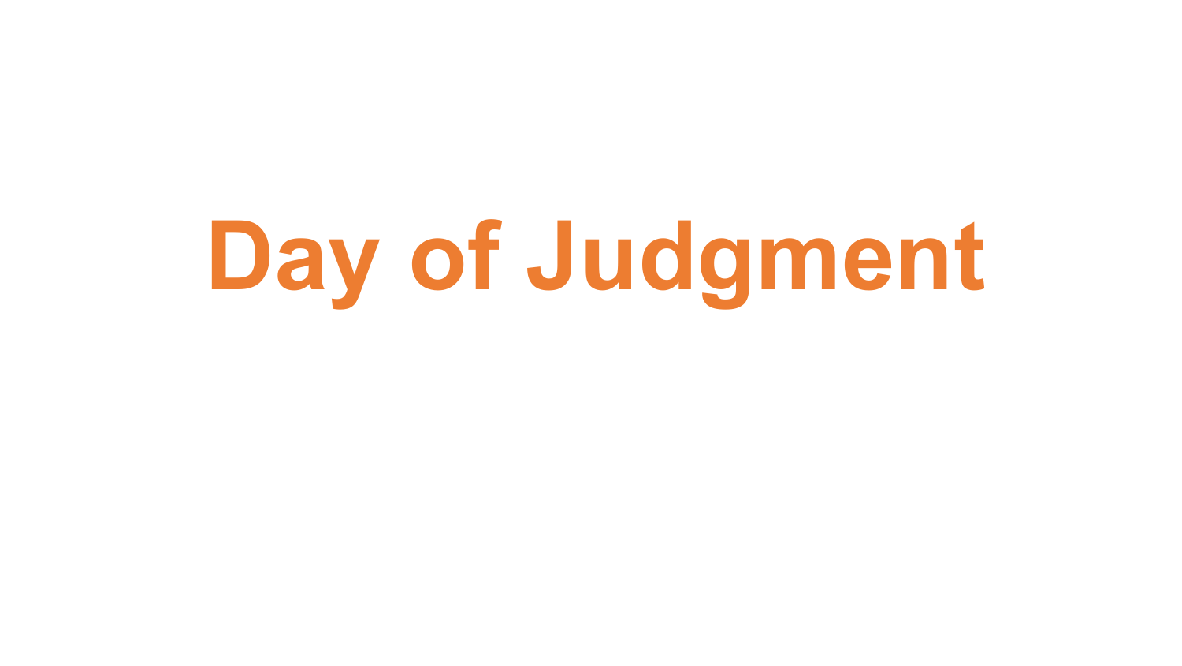# Day of Judgment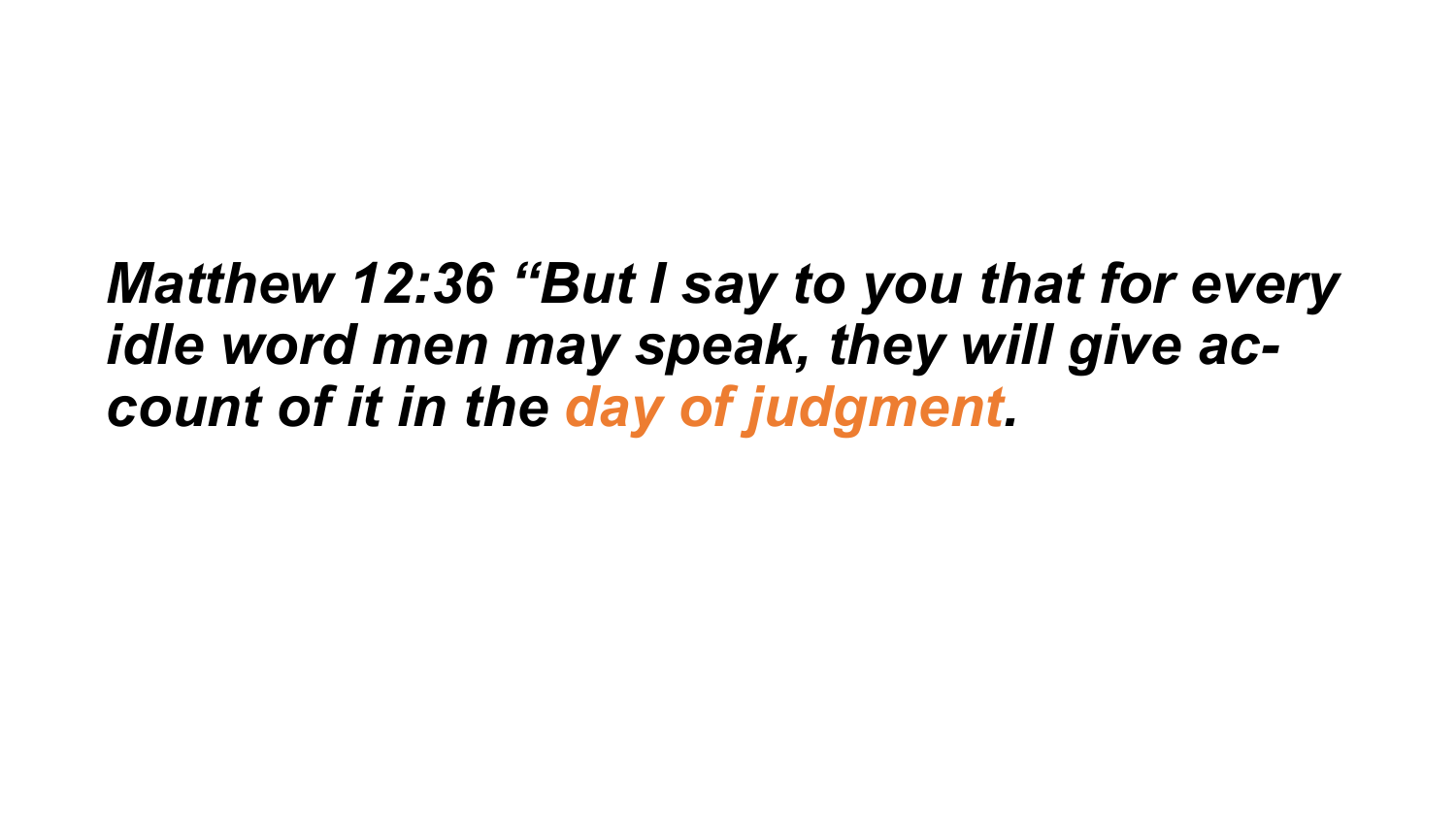***Matthew 12:36 "But I say to you that for every idle word men may speak, they will give account of it in the day of judgment.***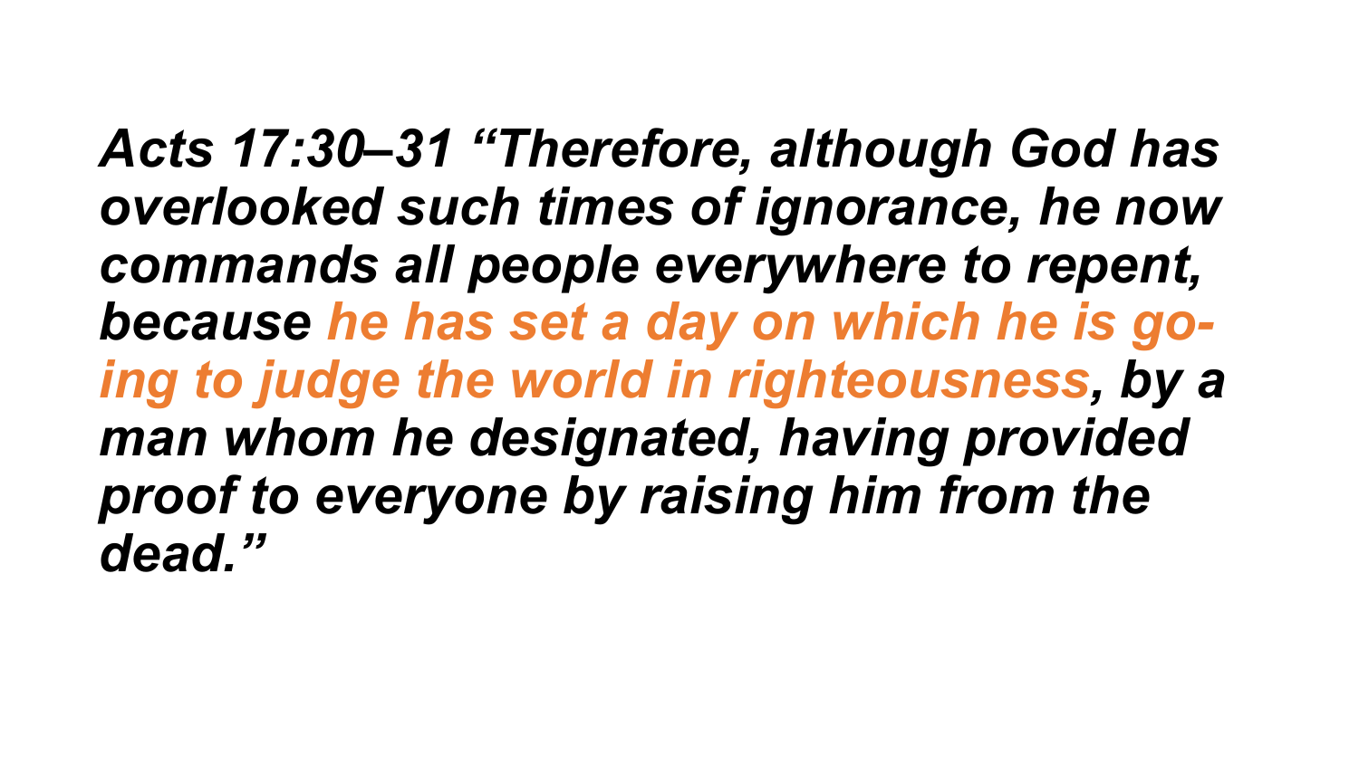***Acts 17:30–31 "Therefore, although God has overlooked such times of ignorance, he now commands all people everywhere to repent, because he has set a day on which he is going to judge the world in righteousness, by a man whom he designated, having provided proof to everyone by raising him from the dead."***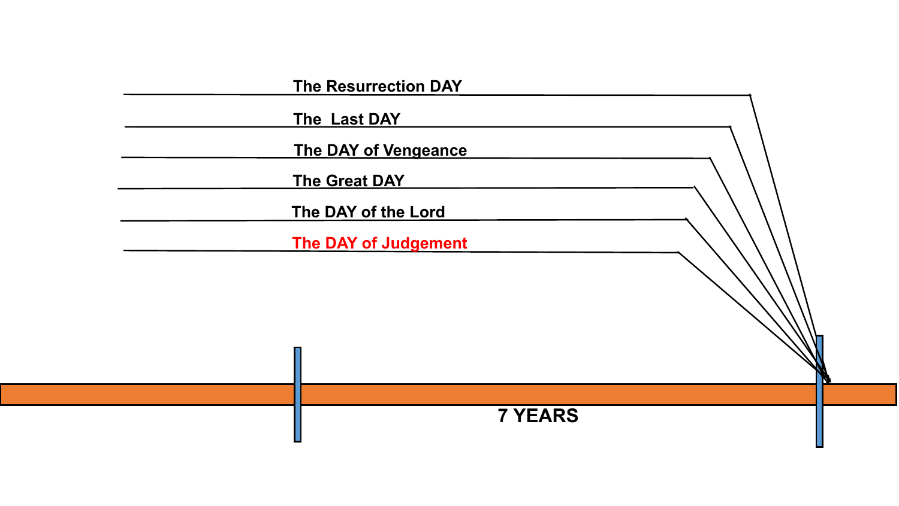The Resurrection DAY

The Last DAY

The DAY of Vengeance

The Great DAY

The DAY of the Lord

The DAY of Judgement

7 YEARS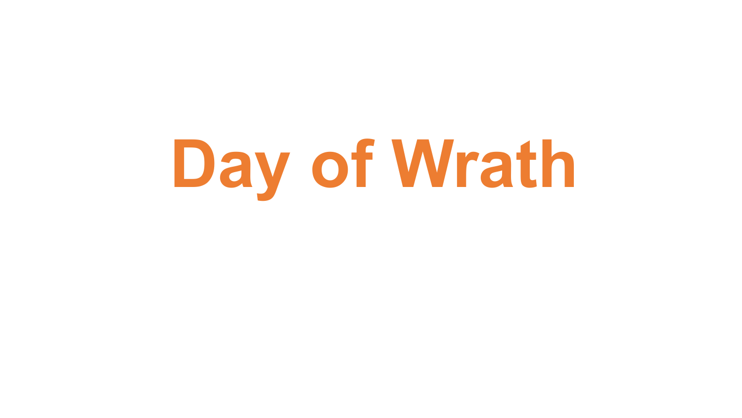# Day of Wrath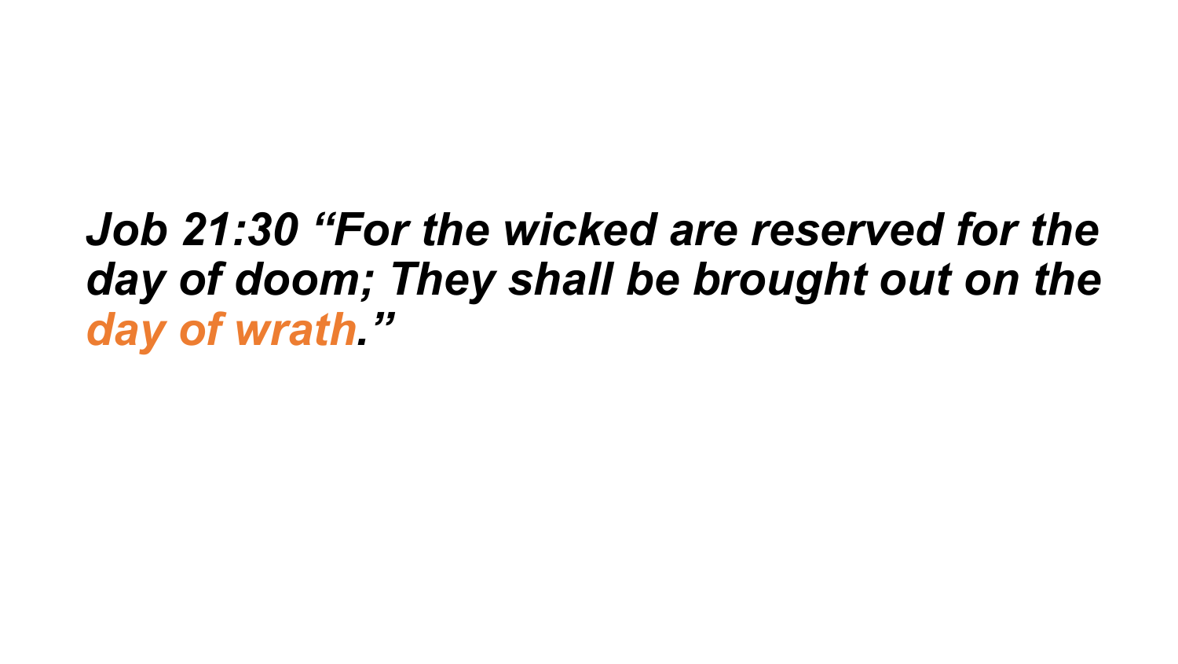***Job 21:30 "For the wicked are reserved for the day of doom; They shall be brought out on the day of wrath."***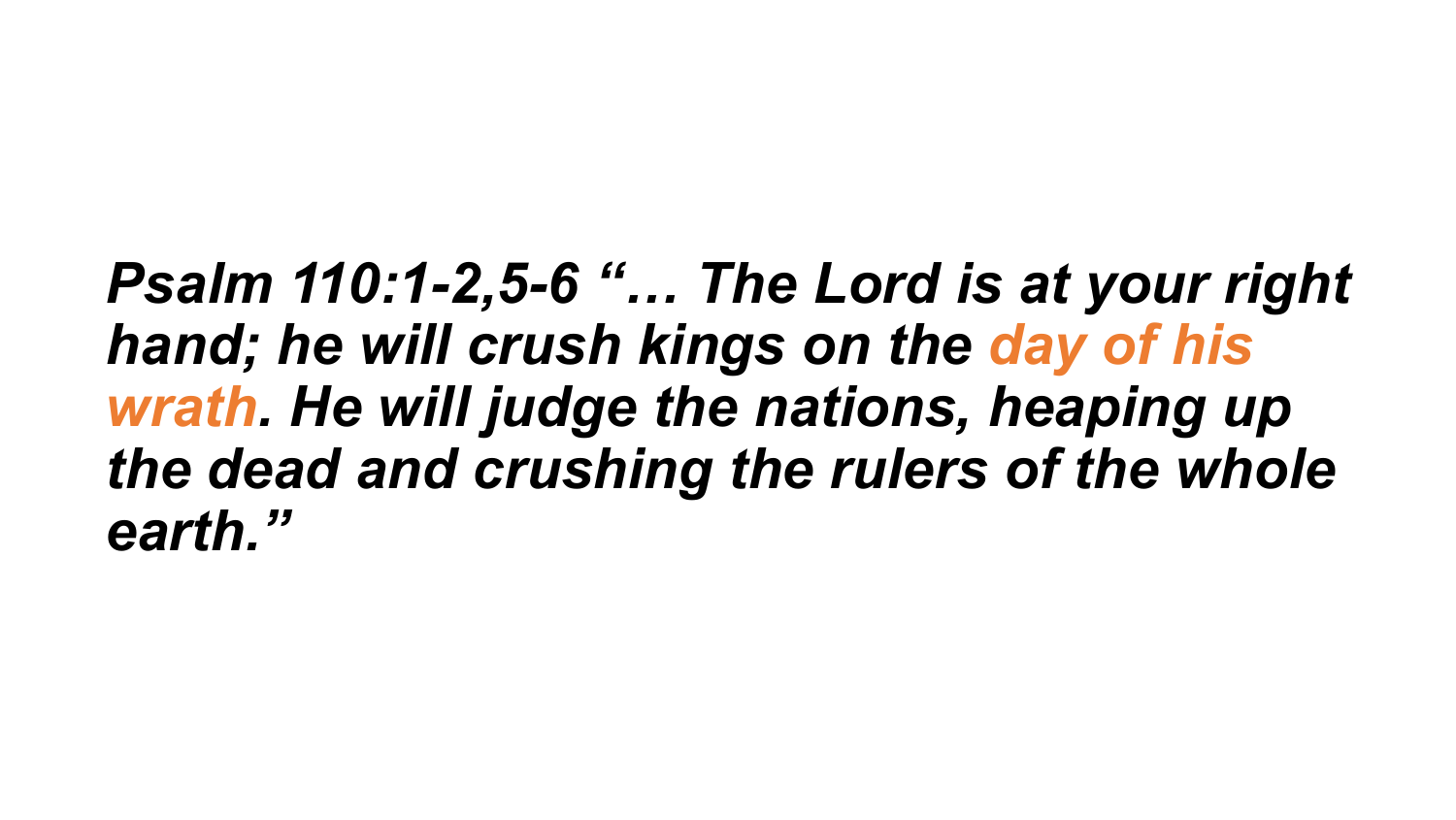***Psalm 110:1-2,5-6 "… The Lord is at your right hand; he will crush kings on the day of his wrath. He will judge the nations, heaping up the dead and crushing the rulers of the whole earth."***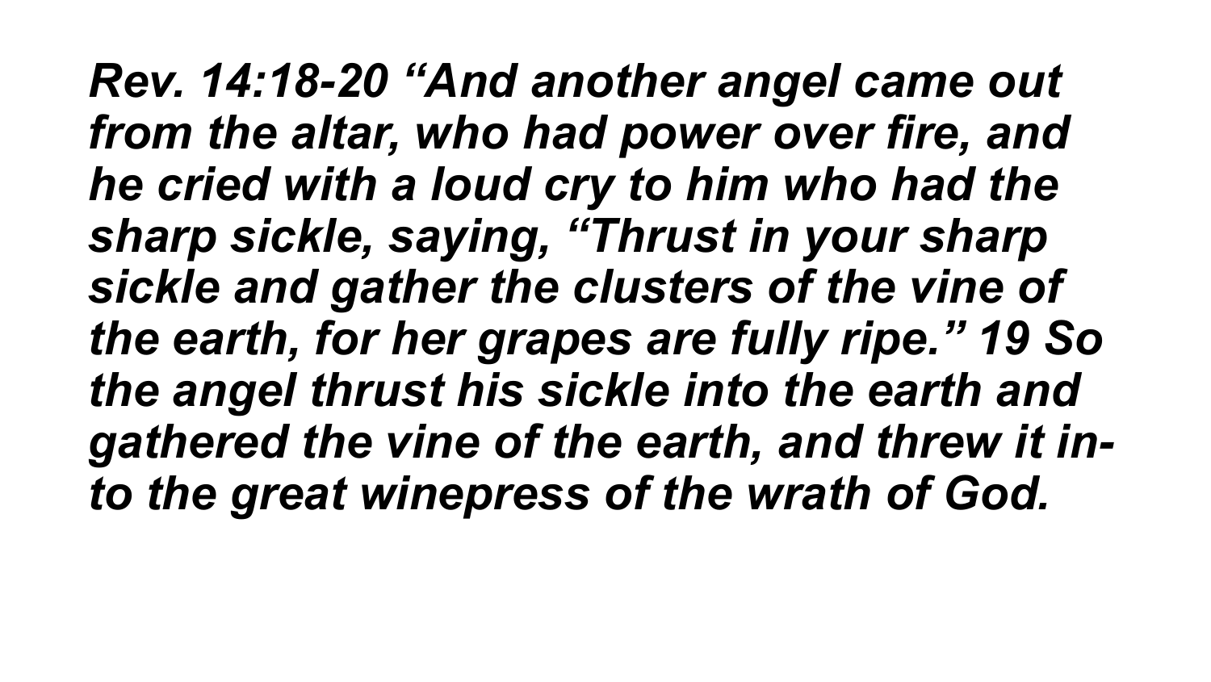*Rev. 14:18-20 “And another angel came out from the altar, who had power over fire, and he cried with a loud cry to him who had the sharp sickle, saying, “Thrust in your sharp sickle and gather the clusters of the vine of the earth, for her grapes are fully ripe.” 19 So the angel thrust his sickle into the earth and gathered the vine of the earth, and threw it into the great winepress of the wrath of God.*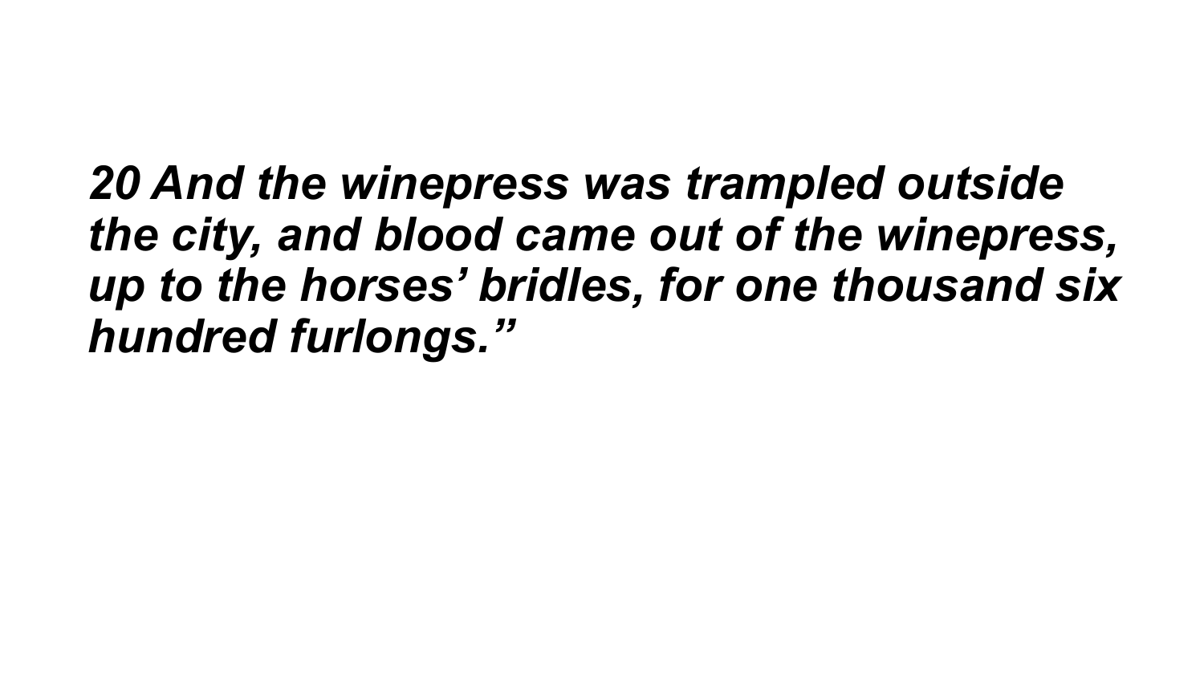*20 And the winepress was trampled outside the city, and blood came out of the winepress, up to the horses' bridles, for one thousand six hundred furlongs."*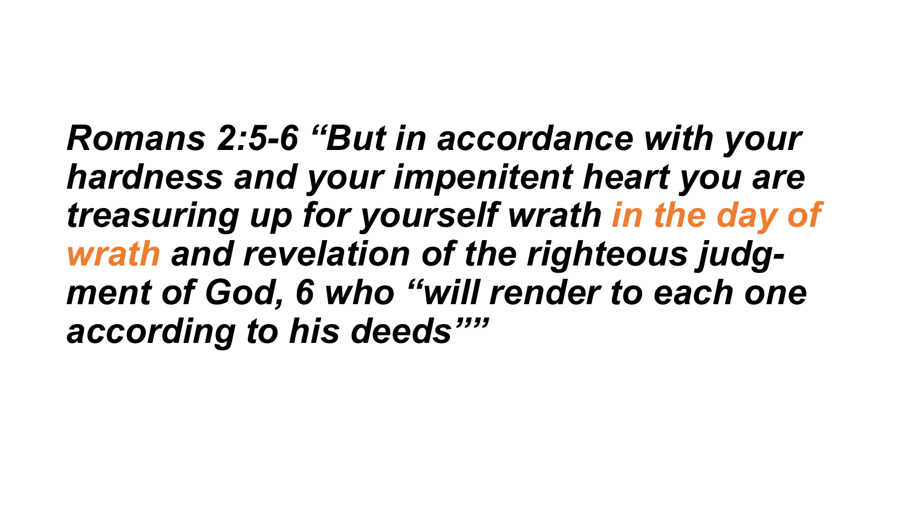***Romans 2:5-6 "But in accordance with your hardness and your impenitent heart you are treasuring up for yourself wrath in the day of wrath and revelation of the righteous judgment of God, 6 who "will render to each one according to his deeds"***"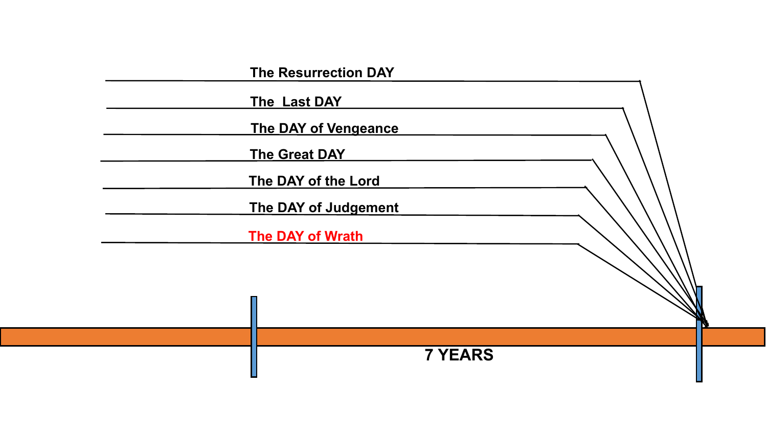The Resurrection DAY

The Last DAY

The DAY of Vengeance

The Great DAY

The DAY of the Lord

The DAY of Judgement

The DAY of Wrath

7 YEARS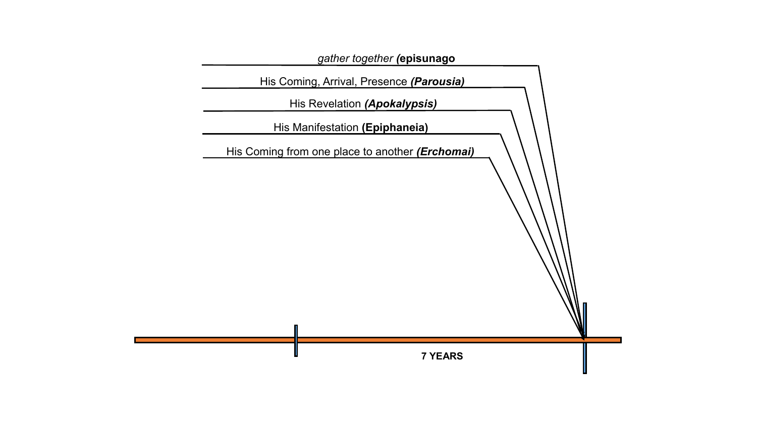*gather together* **(episunago**

His Coming, Arrival, Presence ***(Parousia)***

His Revelation ***(Apokalypsis)***

His Manifestation **(Epiphaneia)**

His Coming from one place to another ***(Erchomai)***

**7 YEARS**